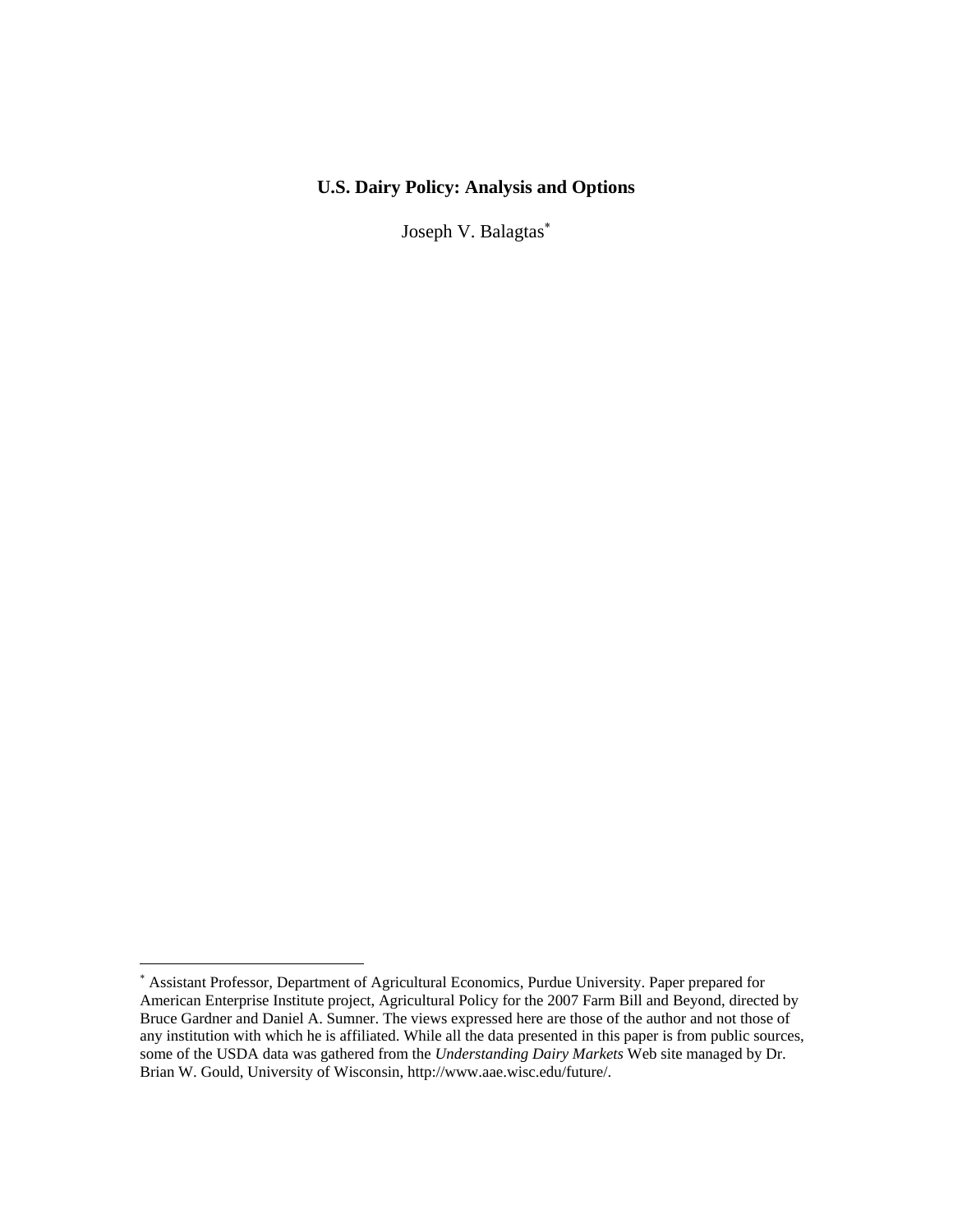# U.S. Dairy Policy: Analysis and Options

Joseph V. Balagtas*

---

* Assistant Professor, Department of Agricultural Economics, Purdue University. Paper prepared for American Enterprise Institute project, Agricultural Policy for the 2007 Farm Bill and Beyond, directed by Bruce Gardner and Daniel A. Sumner. The views expressed here are those of the author and not those of any institution with which he is affiliated. While all the data presented in this paper is from public sources, some of the USDA data was gathered from the *Understanding Dairy Markets* Web site managed by Dr. Brian W. Gould, University of Wisconsin, http://www.aae.wisc.edu/future/.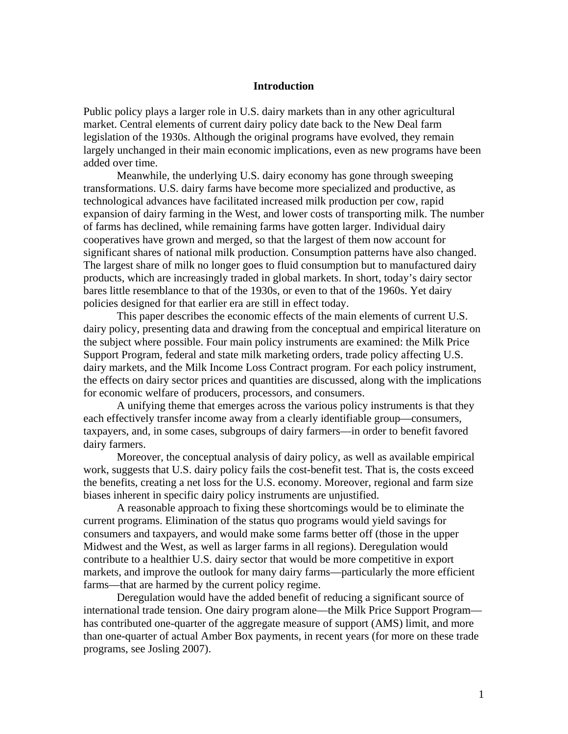## Introduction

Public policy plays a larger role in U.S. dairy markets than in any other agricultural market. Central elements of current dairy policy date back to the New Deal farm legislation of the 1930s. Although the original programs have evolved, they remain largely unchanged in their main economic implications, even as new programs have been added over time.

Meanwhile, the underlying U.S. dairy economy has gone through sweeping transformations. U.S. dairy farms have become more specialized and productive, as technological advances have facilitated increased milk production per cow, rapid expansion of dairy farming in the West, and lower costs of transporting milk. The number of farms has declined, while remaining farms have gotten larger. Individual dairy cooperatives have grown and merged, so that the largest of them now account for significant shares of national milk production. Consumption patterns have also changed. The largest share of milk no longer goes to fluid consumption but to manufactured dairy products, which are increasingly traded in global markets. In short, today's dairy sector bares little resemblance to that of the 1930s, or even to that of the 1960s. Yet dairy policies designed for that earlier era are still in effect today.

This paper describes the economic effects of the main elements of current U.S. dairy policy, presenting data and drawing from the conceptual and empirical literature on the subject where possible. Four main policy instruments are examined: the Milk Price Support Program, federal and state milk marketing orders, trade policy affecting U.S. dairy markets, and the Milk Income Loss Contract program. For each policy instrument, the effects on dairy sector prices and quantities are discussed, along with the implications for economic welfare of producers, processors, and consumers.

A unifying theme that emerges across the various policy instruments is that they each effectively transfer income away from a clearly identifiable group—consumers, taxpayers, and, in some cases, subgroups of dairy farmers—in order to benefit favored dairy farmers.

Moreover, the conceptual analysis of dairy policy, as well as available empirical work, suggests that U.S. dairy policy fails the cost-benefit test. That is, the costs exceed the benefits, creating a net loss for the U.S. economy. Moreover, regional and farm size biases inherent in specific dairy policy instruments are unjustified.

A reasonable approach to fixing these shortcomings would be to eliminate the current programs. Elimination of the status quo programs would yield savings for consumers and taxpayers, and would make some farms better off (those in the upper Midwest and the West, as well as larger farms in all regions). Deregulation would contribute to a healthier U.S. dairy sector that would be more competitive in export markets, and improve the outlook for many dairy farms—particularly the more efficient farms—that are harmed by the current policy regime.

Deregulation would have the added benefit of reducing a significant source of international trade tension. One dairy program alone—the Milk Price Support Program—has contributed one-quarter of the aggregate measure of support (AMS) limit, and more than one-quarter of actual Amber Box payments, in recent years (for more on these trade programs, see Josling 2007).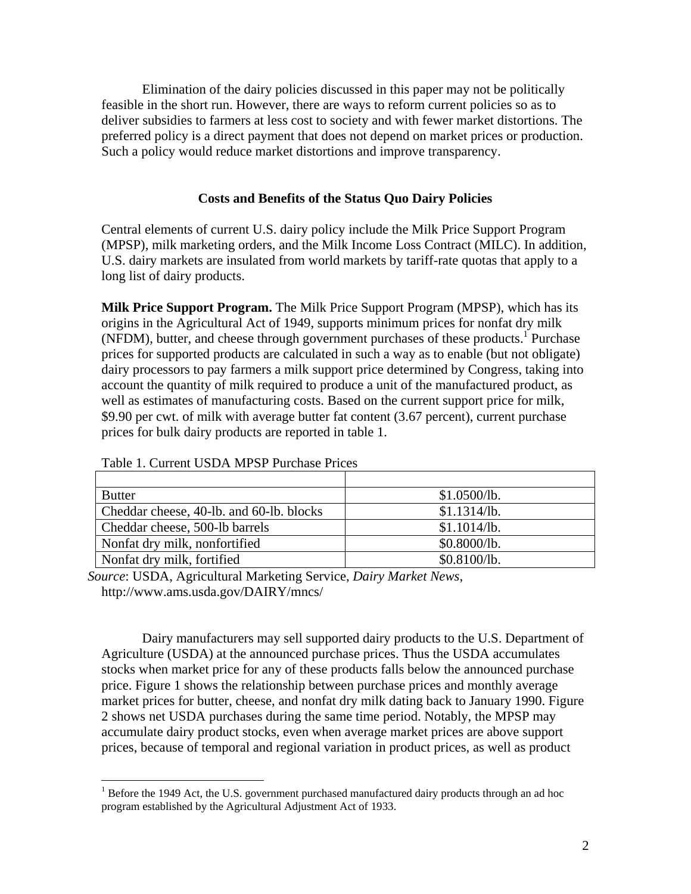Elimination of the dairy policies discussed in this paper may not be politically feasible in the short run. However, there are ways to reform current policies so as to deliver subsidies to farmers at less cost to society and with fewer market distortions. The preferred policy is a direct payment that does not depend on market prices or production. Such a policy would reduce market distortions and improve transparency.

## Costs and Benefits of the Status Quo Dairy Policies

Central elements of current U.S. dairy policy include the Milk Price Support Program (MPSP), milk marketing orders, and the Milk Income Loss Contract (MILC). In addition, U.S. dairy markets are insulated from world markets by tariff-rate quotas that apply to a long list of dairy products.

**Milk Price Support Program.** The Milk Price Support Program (MPSP), which has its origins in the Agricultural Act of 1949, supports minimum prices for nonfat dry milk (NFDM), butter, and cheese through government purchases of these products.[1] Purchase prices for supported products are calculated in such a way as to enable (but not obligate) dairy processors to pay farmers a milk support price determined by Congress, taking into account the quantity of milk required to produce a unit of the manufactured product, as well as estimates of manufacturing costs. Based on the current support price for milk, $9.90 per cwt. of milk with average butter fat content (3.67 percent), current purchase prices for bulk dairy products are reported in table 1.

Table 1. Current USDA MPSP Purchase Prices

| | |
|---|---|
| Butter | $1.0500/lb. |
| Cheddar cheese, 40-lb. and 60-lb. blocks | $1.1314/lb. |
| Cheddar cheese, 500-lb barrels | $1.1014/lb. |
| Nonfat dry milk, nonfortified | $0.8000/lb. |
| Nonfat dry milk, fortified | $0.8100/lb. |

*Source*: USDA, Agricultural Marketing Service, *Dairy Market News*, http://www.ams.usda.gov/DAIRY/mncs/

Dairy manufacturers may sell supported dairy products to the U.S. Department of Agriculture (USDA) at the announced purchase prices. Thus the USDA accumulates stocks when market price for any of these products falls below the announced purchase price. Figure 1 shows the relationship between purchase prices and monthly average market prices for butter, cheese, and nonfat dry milk dating back to January 1990. Figure 2 shows net USDA purchases during the same time period. Notably, the MPSP may accumulate dairy product stocks, even when average market prices are above support prices, because of temporal and regional variation in product prices, as well as product

[1] Before the 1949 Act, the U.S. government purchased manufactured dairy products through an ad hoc program established by the Agricultural Adjustment Act of 1933.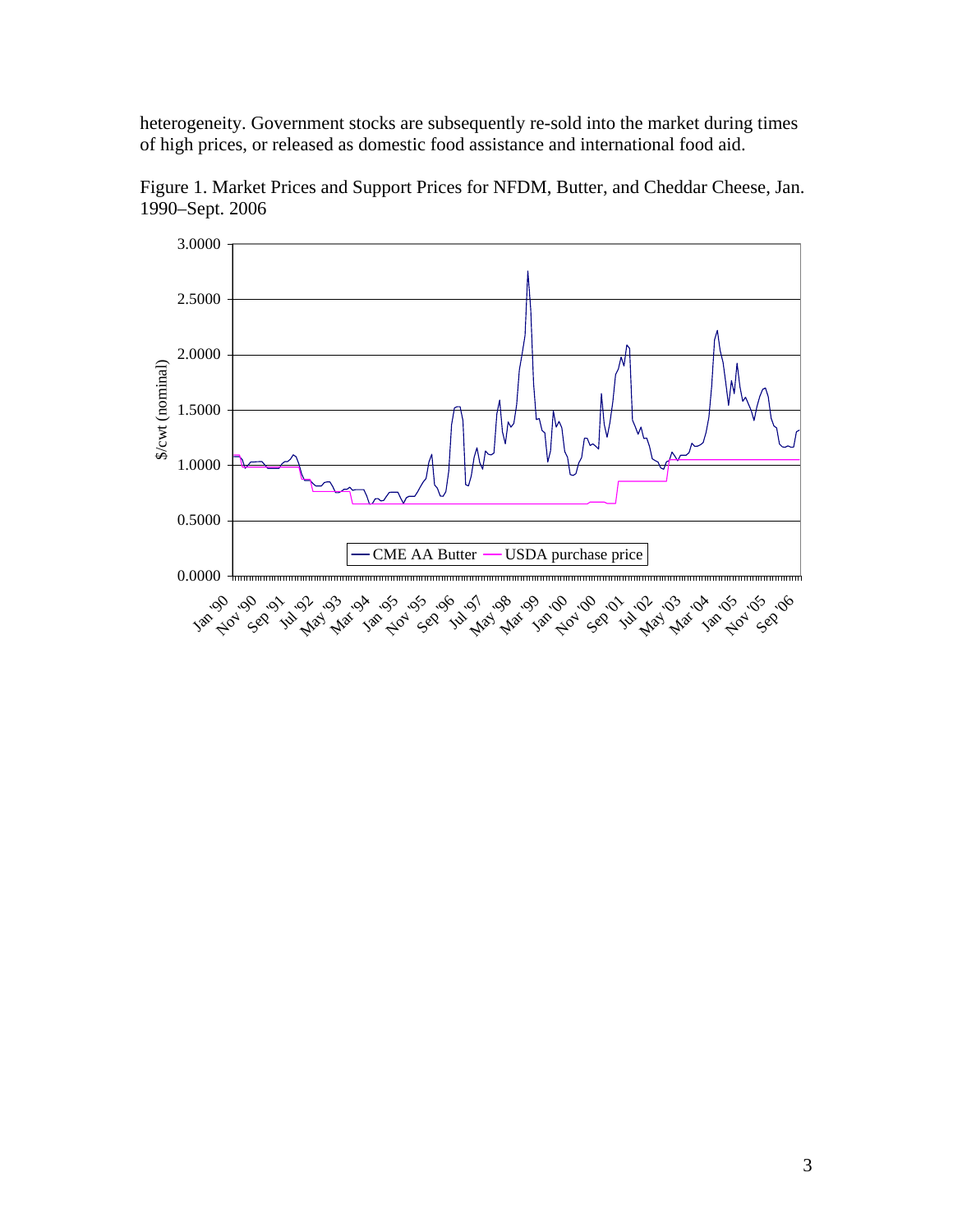heterogeneity. Government stocks are subsequently re-sold into the market during times of high prices, or released as domestic food assistance and international food aid.

Figure 1. Market Prices and Support Prices for NFDM, Butter, and Cheddar Cheese, Jan. 1990–Sept. 2006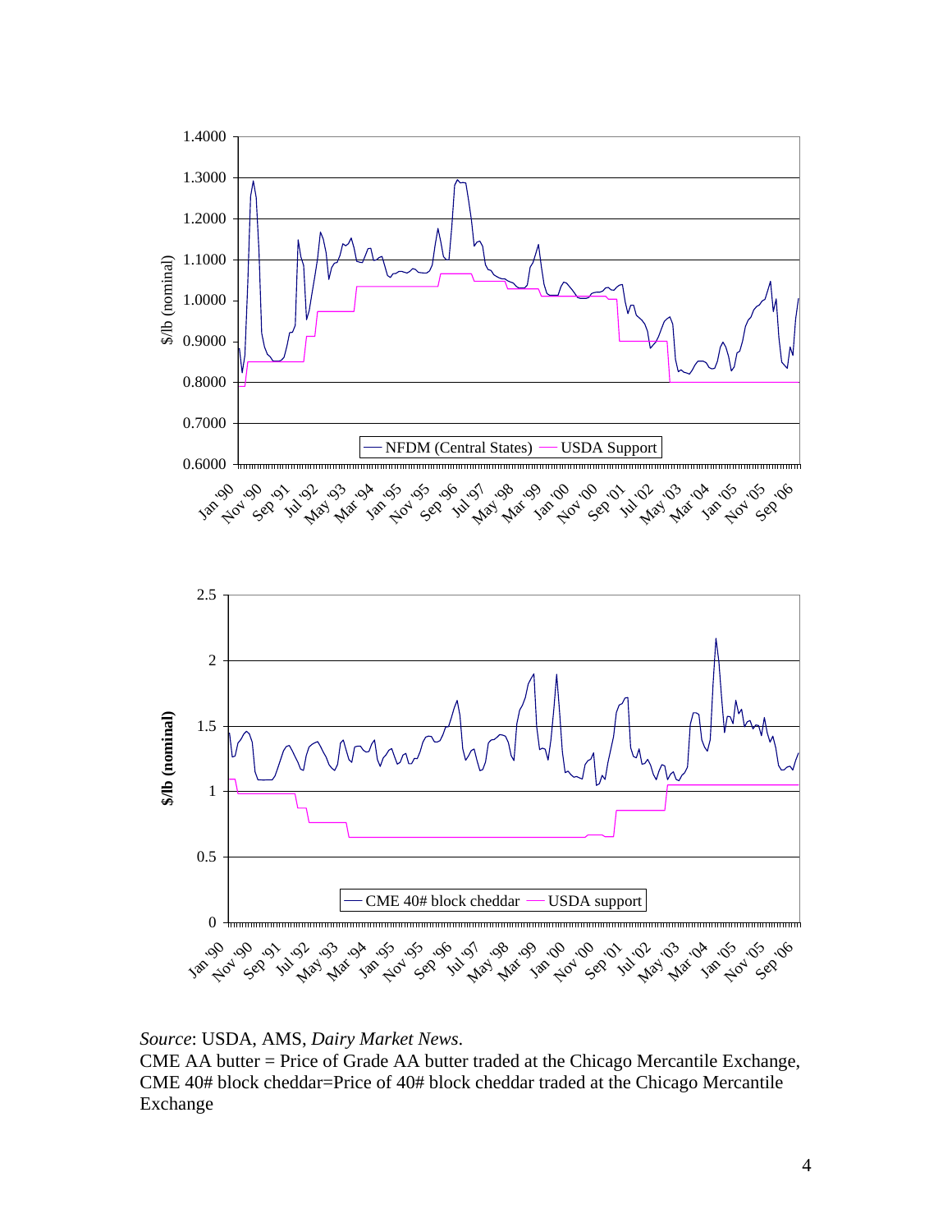*Source*: USDA, AMS, *Dairy Market News*.
CME AA butter = Price of Grade AA butter traded at the Chicago Mercantile Exchange,
CME 40# block cheddar=Price of 40# block cheddar traded at the Chicago Mercantile Exchange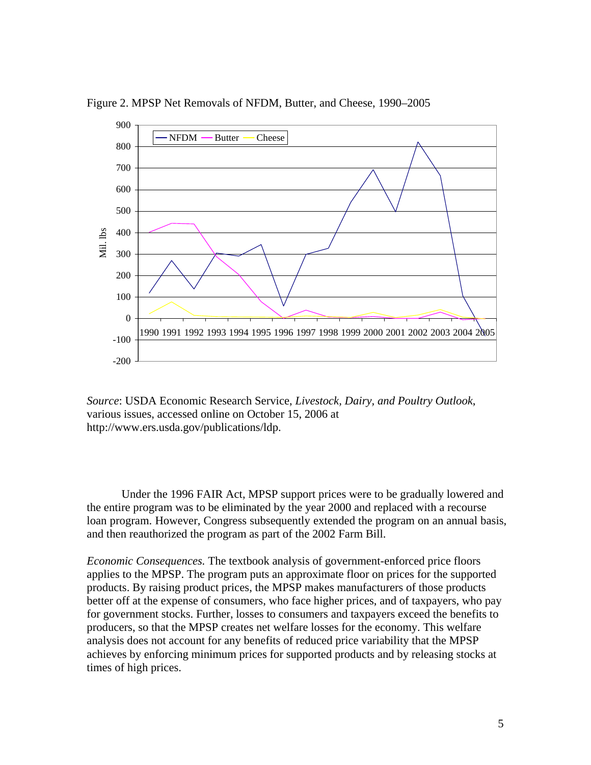Figure 2. MPSP Net Removals of NFDM, Butter, and Cheese, 1990–2005

*Source*: USDA Economic Research Service, *Livestock, Dairy, and Poultry Outlook*, various issues, accessed online on October 15, 2006 at http://www.ers.usda.gov/publications/ldp.

Under the 1996 FAIR Act, MPSP support prices were to be gradually lowered and the entire program was to be eliminated by the year 2000 and replaced with a recourse loan program. However, Congress subsequently extended the program on an annual basis, and then reauthorized the program as part of the 2002 Farm Bill.

*Economic Consequences.* The textbook analysis of government-enforced price floors applies to the MPSP. The program puts an approximate floor on prices for the supported products. By raising product prices, the MPSP makes manufacturers of those products better off at the expense of consumers, who face higher prices, and of taxpayers, who pay for government stocks. Further, losses to consumers and taxpayers exceed the benefits to producers, so that the MPSP creates net welfare losses for the economy. This welfare analysis does not account for any benefits of reduced price variability that the MPSP achieves by enforcing minimum prices for supported products and by releasing stocks at times of high prices.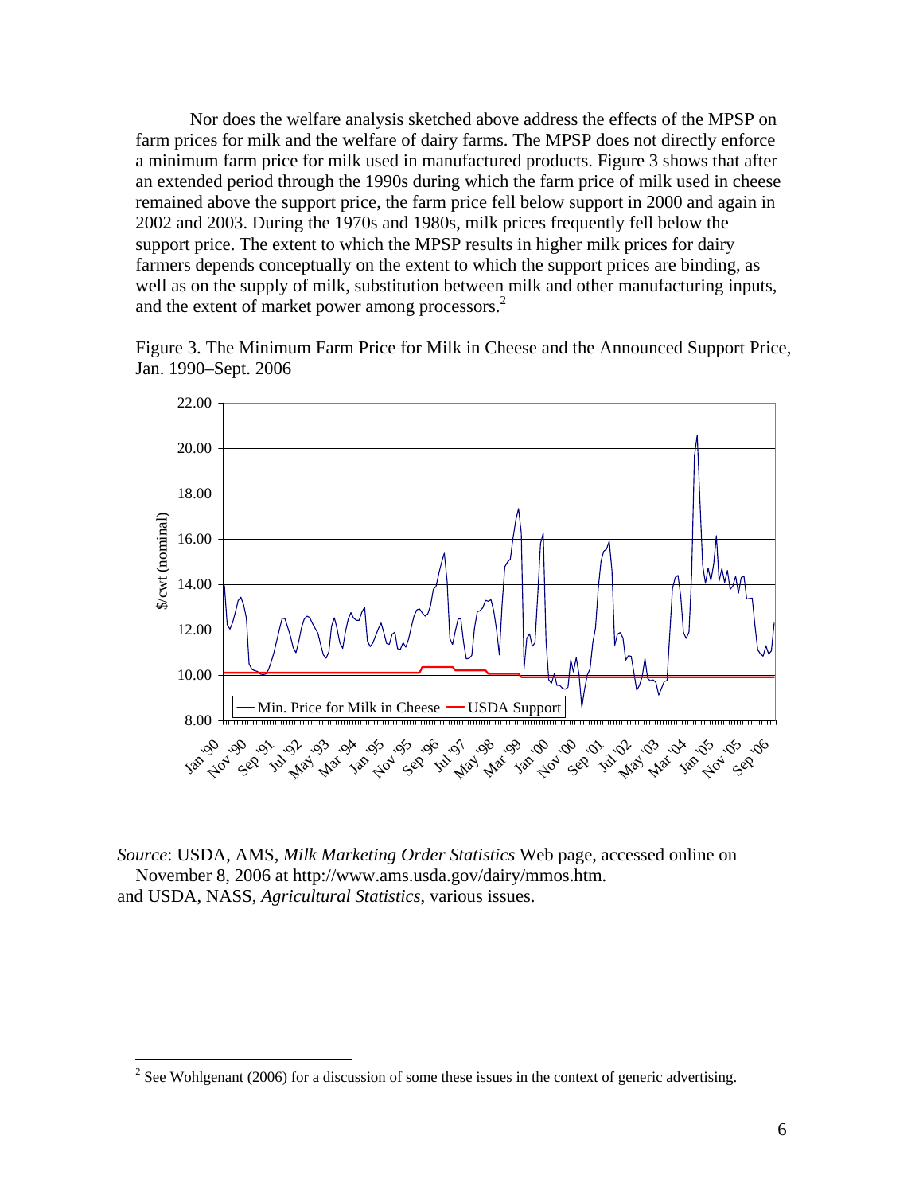Nor does the welfare analysis sketched above address the effects of the MPSP on farm prices for milk and the welfare of dairy farms. The MPSP does not directly enforce a minimum farm price for milk used in manufactured products. Figure 3 shows that after an extended period through the 1990s during which the farm price of milk used in cheese remained above the support price, the farm price fell below support in 2000 and again in 2002 and 2003. During the 1970s and 1980s, milk prices frequently fell below the support price. The extent to which the MPSP results in higher milk prices for dairy farmers depends conceptually on the extent to which the support prices are binding, as well as on the supply of milk, substitution between milk and other manufacturing inputs, and the extent of market power among processors.[2]

Figure 3. The Minimum Farm Price for Milk in Cheese and the Announced Support Price, Jan. 1990–Sept. 2006

*Source*: USDA, AMS, *Milk Marketing Order Statistics* Web page, accessed online on November 8, 2006 at http://www.ams.usda.gov/dairy/mmos.htm. and USDA, NASS, *Agricultural Statistics*, various issues.

[2] See Wohlgenant (2006) for a discussion of some these issues in the context of generic advertising.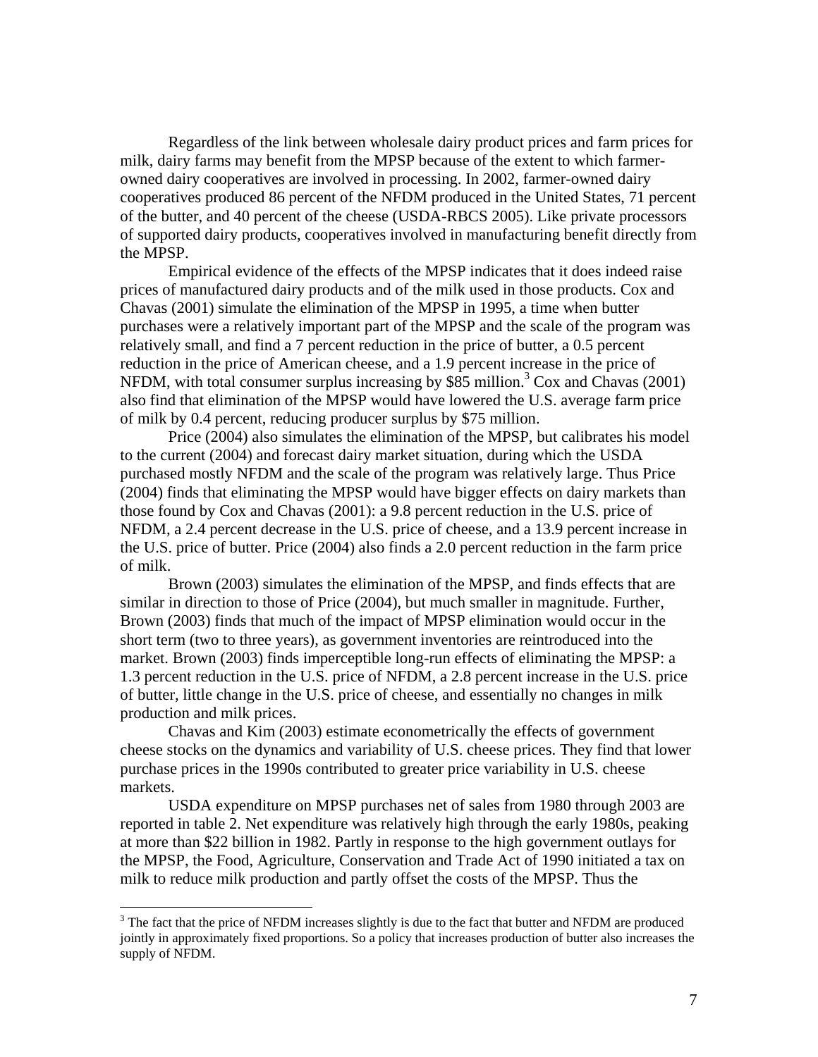Regardless of the link between wholesale dairy product prices and farm prices for milk, dairy farms may benefit from the MPSP because of the extent to which farmer-owned dairy cooperatives are involved in processing. In 2002, farmer-owned dairy cooperatives produced 86 percent of the NFDM produced in the United States, 71 percent of the butter, and 40 percent of the cheese (USDA-RBCS 2005). Like private processors of supported dairy products, cooperatives involved in manufacturing benefit directly from the MPSP.

Empirical evidence of the effects of the MPSP indicates that it does indeed raise prices of manufactured dairy products and of the milk used in those products. Cox and Chavas (2001) simulate the elimination of the MPSP in 1995, a time when butter purchases were a relatively important part of the MPSP and the scale of the program was relatively small, and find a 7 percent reduction in the price of butter, a 0.5 percent reduction in the price of American cheese, and a 1.9 percent increase in the price of NFDM, with total consumer surplus increasing by $85 million.[3] Cox and Chavas (2001) also find that elimination of the MPSP would have lowered the U.S. average farm price of milk by 0.4 percent, reducing producer surplus by $75 million.

Price (2004) also simulates the elimination of the MPSP, but calibrates his model to the current (2004) and forecast dairy market situation, during which the USDA purchased mostly NFDM and the scale of the program was relatively large. Thus Price (2004) finds that eliminating the MPSP would have bigger effects on dairy markets than those found by Cox and Chavas (2001): a 9.8 percent reduction in the U.S. price of NFDM, a 2.4 percent decrease in the U.S. price of cheese, and a 13.9 percent increase in the U.S. price of butter. Price (2004) also finds a 2.0 percent reduction in the farm price of milk.

Brown (2003) simulates the elimination of the MPSP, and finds effects that are similar in direction to those of Price (2004), but much smaller in magnitude. Further, Brown (2003) finds that much of the impact of MPSP elimination would occur in the short term (two to three years), as government inventories are reintroduced into the market. Brown (2003) finds imperceptible long-run effects of eliminating the MPSP: a 1.3 percent reduction in the U.S. price of NFDM, a 2.8 percent increase in the U.S. price of butter, little change in the U.S. price of cheese, and essentially no changes in milk production and milk prices.

Chavas and Kim (2003) estimate econometrically the effects of government cheese stocks on the dynamics and variability of U.S. cheese prices. They find that lower purchase prices in the 1990s contributed to greater price variability in U.S. cheese markets.

USDA expenditure on MPSP purchases net of sales from 1980 through 2003 are reported in table 2. Net expenditure was relatively high through the early 1980s, peaking at more than $22 billion in 1982. Partly in response to the high government outlays for the MPSP, the Food, Agriculture, Conservation and Trade Act of 1990 initiated a tax on milk to reduce milk production and partly offset the costs of the MPSP. Thus the

[3] The fact that the price of NFDM increases slightly is due to the fact that butter and NFDM are produced jointly in approximately fixed proportions. So a policy that increases production of butter also increases the supply of NFDM.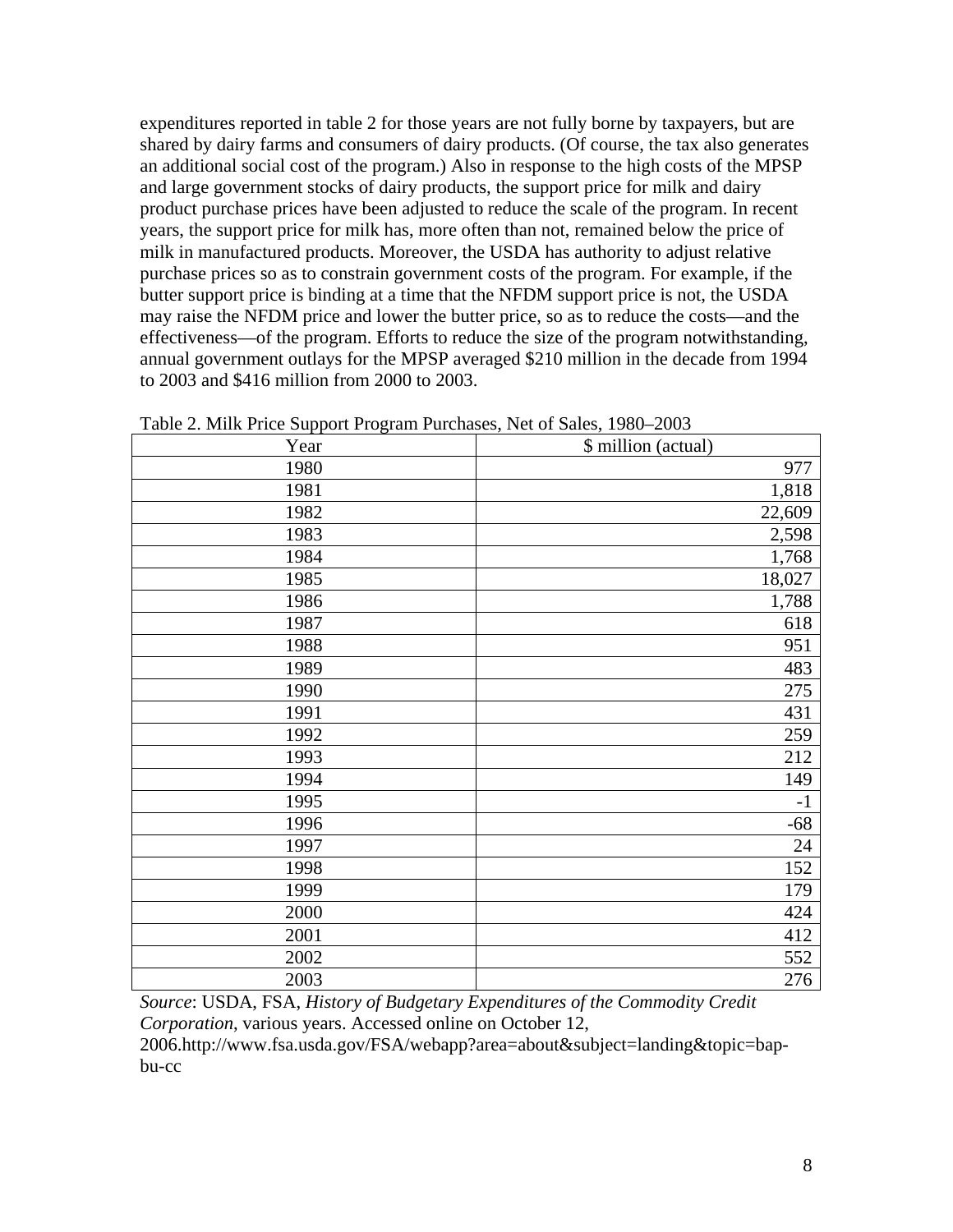expenditures reported in table 2 for those years are not fully borne by taxpayers, but are shared by dairy farms and consumers of dairy products. (Of course, the tax also generates an additional social cost of the program.) Also in response to the high costs of the MPSP and large government stocks of dairy products, the support price for milk and dairy product purchase prices have been adjusted to reduce the scale of the program. In recent years, the support price for milk has, more often than not, remained below the price of milk in manufactured products. Moreover, the USDA has authority to adjust relative purchase prices so as to constrain government costs of the program. For example, if the butter support price is binding at a time that the NFDM support price is not, the USDA may raise the NFDM price and lower the butter price, so as to reduce the costs—and the effectiveness—of the program. Efforts to reduce the size of the program notwithstanding, annual government outlays for the MPSP averaged $210 million in the decade from 1994 to 2003 and $416 million from 2000 to 2003.

Table 2. Milk Price Support Program Purchases, Net of Sales, 1980–2003

| Year | $ million (actual) |
|---|---:|
| 1980 | 977 |
| 1981 | 1,818 |
| 1982 | 22,609 |
| 1983 | 2,598 |
| 1984 | 1,768 |
| 1985 | 18,027 |
| 1986 | 1,788 |
| 1987 | 618 |
| 1988 | 951 |
| 1989 | 483 |
| 1990 | 275 |
| 1991 | 431 |
| 1992 | 259 |
| 1993 | 212 |
| 1994 | 149 |
| 1995 | -1 |
| 1996 | -68 |
| 1997 | 24 |
| 1998 | 152 |
| 1999 | 179 |
| 2000 | 424 |
| 2001 | 412 |
| 2002 | 552 |
| 2003 | 276 |

*Source*: USDA, FSA, *History of Budgetary Expenditures of the Commodity Credit Corporation*, various years. Accessed online on October 12, 2006.http://www.fsa.usda.gov/FSA/webapp?area=about&subject=landing&topic=bap-bu-cc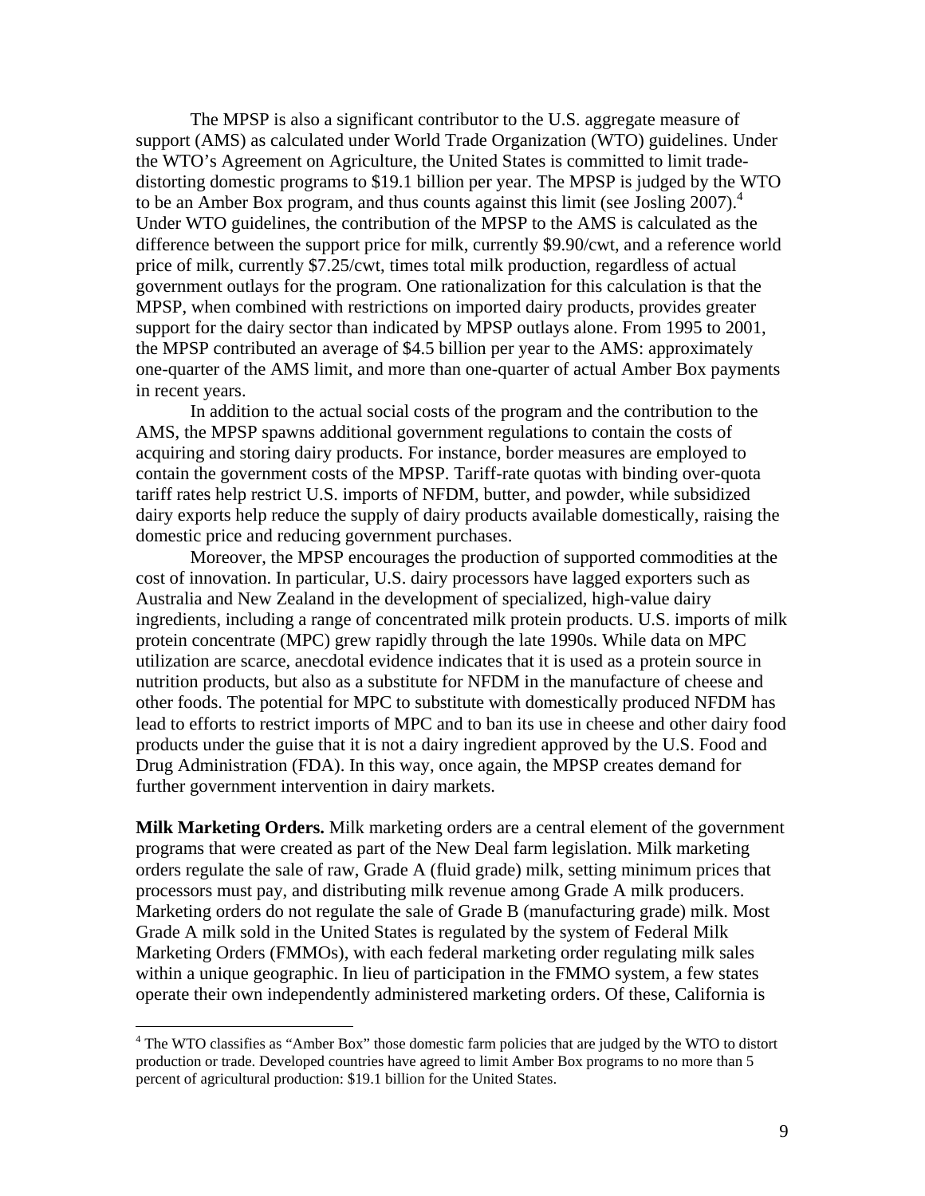The MPSP is also a significant contributor to the U.S. aggregate measure of support (AMS) as calculated under World Trade Organization (WTO) guidelines. Under the WTO's Agreement on Agriculture, the United States is committed to limit trade-distorting domestic programs to $19.1 billion per year. The MPSP is judged by the WTO to be an Amber Box program, and thus counts against this limit (see Josling 2007).[4] Under WTO guidelines, the contribution of the MPSP to the AMS is calculated as the difference between the support price for milk, currently $9.90/cwt, and a reference world price of milk, currently $7.25/cwt, times total milk production, regardless of actual government outlays for the program. One rationalization for this calculation is that the MPSP, when combined with restrictions on imported dairy products, provides greater support for the dairy sector than indicated by MPSP outlays alone. From 1995 to 2001, the MPSP contributed an average of $4.5 billion per year to the AMS: approximately one-quarter of the AMS limit, and more than one-quarter of actual Amber Box payments in recent years.

In addition to the actual social costs of the program and the contribution to the AMS, the MPSP spawns additional government regulations to contain the costs of acquiring and storing dairy products. For instance, border measures are employed to contain the government costs of the MPSP. Tariff-rate quotas with binding over-quota tariff rates help restrict U.S. imports of NFDM, butter, and powder, while subsidized dairy exports help reduce the supply of dairy products available domestically, raising the domestic price and reducing government purchases.

Moreover, the MPSP encourages the production of supported commodities at the cost of innovation. In particular, U.S. dairy processors have lagged exporters such as Australia and New Zealand in the development of specialized, high-value dairy ingredients, including a range of concentrated milk protein products. U.S. imports of milk protein concentrate (MPC) grew rapidly through the late 1990s. While data on MPC utilization are scarce, anecdotal evidence indicates that it is used as a protein source in nutrition products, but also as a substitute for NFDM in the manufacture of cheese and other foods. The potential for MPC to substitute with domestically produced NFDM has lead to efforts to restrict imports of MPC and to ban its use in cheese and other dairy food products under the guise that it is not a dairy ingredient approved by the U.S. Food and Drug Administration (FDA). In this way, once again, the MPSP creates demand for further government intervention in dairy markets.

**Milk Marketing Orders.** Milk marketing orders are a central element of the government programs that were created as part of the New Deal farm legislation. Milk marketing orders regulate the sale of raw, Grade A (fluid grade) milk, setting minimum prices that processors must pay, and distributing milk revenue among Grade A milk producers. Marketing orders do not regulate the sale of Grade B (manufacturing grade) milk. Most Grade A milk sold in the United States is regulated by the system of Federal Milk Marketing Orders (FMMOs), with each federal marketing order regulating milk sales within a unique geographic. In lieu of participation in the FMMO system, a few states operate their own independently administered marketing orders. Of these, California is

[4] The WTO classifies as "Amber Box" those domestic farm policies that are judged by the WTO to distort production or trade. Developed countries have agreed to limit Amber Box programs to no more than 5 percent of agricultural production: $19.1 billion for the United States.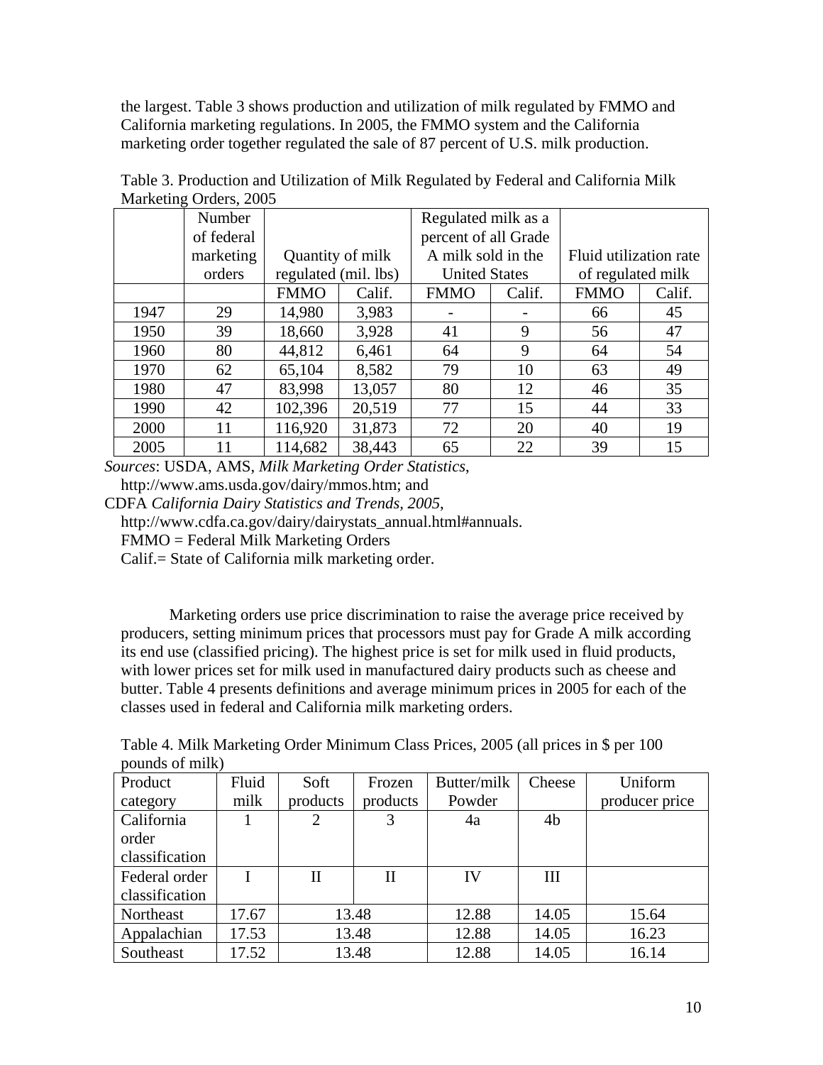the largest. Table 3 shows production and utilization of milk regulated by FMMO and California marketing regulations. In 2005, the FMMO system and the California marketing order together regulated the sale of 87 percent of U.S. milk production.

Table 3. Production and Utilization of Milk Regulated by Federal and California Milk Marketing Orders, 2005

| | Number of federal marketing orders | Quantity of milk regulated (mil. lbs) | | Regulated milk as a percent of all Grade A milk sold in the United States | | Fluid utilization rate of regulated milk | |
|---|---|---|---|---|---|---|---|
| | | FMMO | Calif. | FMMO | Calif. | FMMO | Calif. |
| 1947 | 29 | 14,980 | 3,983 | - | - | 66 | 45 |
| 1950 | 39 | 18,660 | 3,928 | 41 | 9 | 56 | 47 |
| 1960 | 80 | 44,812 | 6,461 | 64 | 9 | 64 | 54 |
| 1970 | 62 | 65,104 | 8,582 | 79 | 10 | 63 | 49 |
| 1980 | 47 | 83,998 | 13,057 | 80 | 12 | 46 | 35 |
| 1990 | 42 | 102,396 | 20,519 | 77 | 15 | 44 | 33 |
| 2000 | 11 | 116,920 | 31,873 | 72 | 20 | 40 | 19 |
| 2005 | 11 | 114,682 | 38,443 | 65 | 22 | 39 | 15 |

*Sources*: USDA, AMS, *Milk Marketing Order Statistics*, http://www.ams.usda.gov/dairy/mmos.htm; and CDFA *California Dairy Statistics and Trends, 2005*, http://www.cdfa.ca.gov/dairy/dairystats_annual.html#annuals.
FMMO = Federal Milk Marketing Orders
Calif.= State of California milk marketing order.

Marketing orders use price discrimination to raise the average price received by producers, setting minimum prices that processors must pay for Grade A milk according its end use (classified pricing). The highest price is set for milk used in fluid products, with lower prices set for milk used in manufactured dairy products such as cheese and butter. Table 4 presents definitions and average minimum prices in 2005 for each of the classes used in federal and California milk marketing orders.

Table 4. Milk Marketing Order Minimum Class Prices, 2005 (all prices in $ per 100 pounds of milk)

| Product category | Fluid milk | Soft products | Frozen products | Butter/milk Powder | Cheese | Uniform producer price |
|---|---|---|---|---|---|---|
| California order classification | 1 | 2 | 3 | 4a | 4b | |
| Federal order classification | I | II | II | IV | III | |
| Northeast | 17.67 | 13.48 | | 12.88 | 14.05 | 15.64 |
| Appalachian | 17.53 | 13.48 | | 12.88 | 14.05 | 16.23 |
| Southeast | 17.52 | 13.48 | | 12.88 | 14.05 | 16.14 |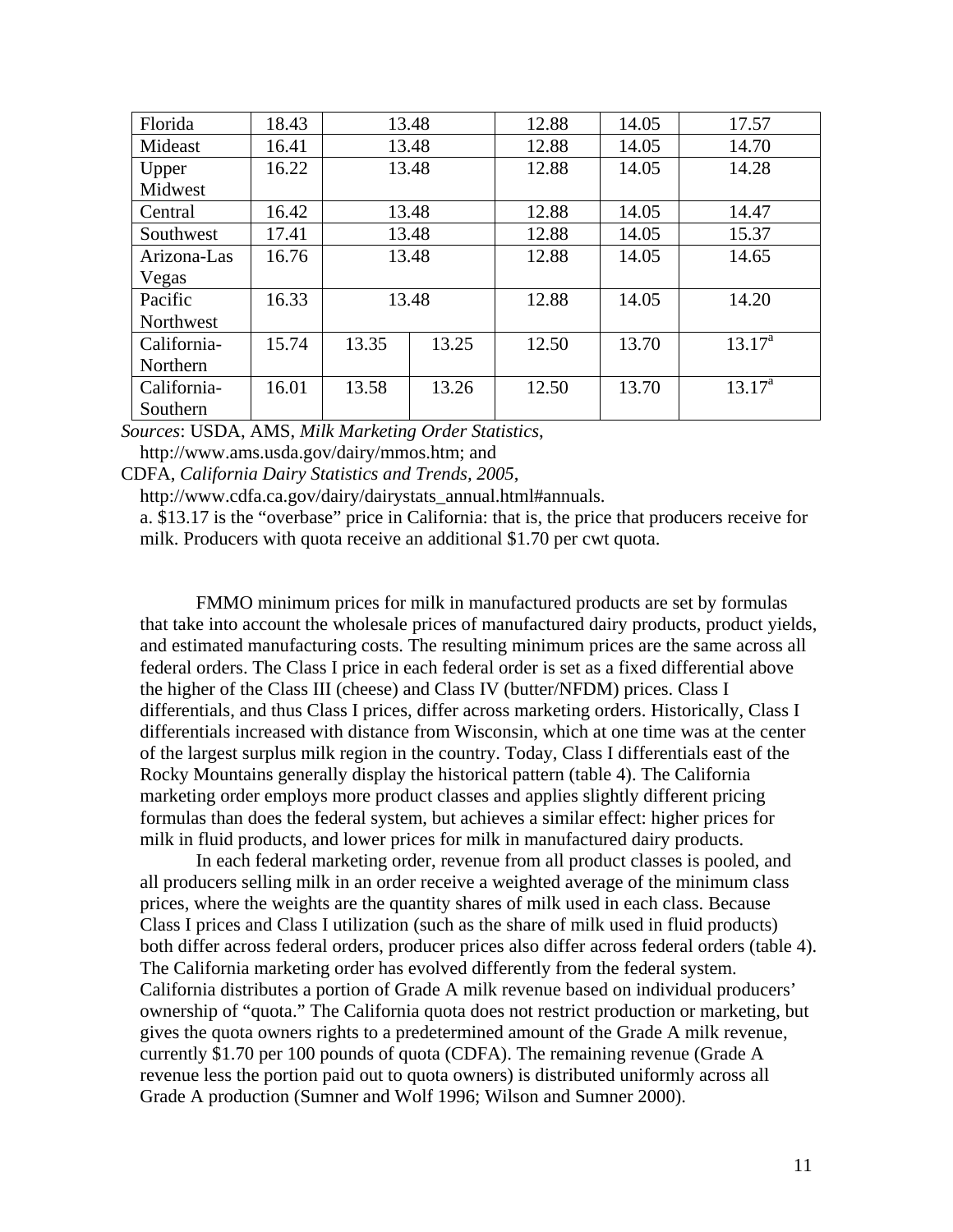| Florida | 18.43 | 13.48 | | 12.88 | 14.05 | 17.57 |
|---|---|---|---|---|---|---|
| Mideast | 16.41 | 13.48 | | 12.88 | 14.05 | 14.70 |
| Upper Midwest | 16.22 | 13.48 | | 12.88 | 14.05 | 14.28 |
| Central | 16.42 | 13.48 | | 12.88 | 14.05 | 14.47 |
| Southwest | 17.41 | 13.48 | | 12.88 | 14.05 | 15.37 |
| Arizona-Las Vegas | 16.76 | 13.48 | | 12.88 | 14.05 | 14.65 |
| Pacific Northwest | 16.33 | 13.48 | | 12.88 | 14.05 | 14.20 |
| California-Northern | 15.74 | 13.35 | 13.25 | 12.50 | 13.70 | 13.17[a] |
| California-Southern | 16.01 | 13.58 | 13.26 | 12.50 | 13.70 | 13.17[a] |

*Sources*: USDA, AMS, *Milk Marketing Order Statistics*, http://www.ams.usda.gov/dairy/mmos.htm; and CDFA, *California Dairy Statistics and Trends, 2005*, http://www.cdfa.ca.gov/dairy/dairystats_annual.html#annuals.

a. $13.17 is the "overbase" price in California: that is, the price that producers receive for milk. Producers with quota receive an additional $1.70 per cwt quota.

FMMO minimum prices for milk in manufactured products are set by formulas that take into account the wholesale prices of manufactured dairy products, product yields, and estimated manufacturing costs. The resulting minimum prices are the same across all federal orders. The Class I price in each federal order is set as a fixed differential above the higher of the Class III (cheese) and Class IV (butter/NFDM) prices. Class I differentials, and thus Class I prices, differ across marketing orders. Historically, Class I differentials increased with distance from Wisconsin, which at one time was at the center of the largest surplus milk region in the country. Today, Class I differentials east of the Rocky Mountains generally display the historical pattern (table 4). The California marketing order employs more product classes and applies slightly different pricing formulas than does the federal system, but achieves a similar effect: higher prices for milk in fluid products, and lower prices for milk in manufactured dairy products.

In each federal marketing order, revenue from all product classes is pooled, and all producers selling milk in an order receive a weighted average of the minimum class prices, where the weights are the quantity shares of milk used in each class. Because Class I prices and Class I utilization (such as the share of milk used in fluid products) both differ across federal orders, producer prices also differ across federal orders (table 4). The California marketing order has evolved differently from the federal system. California distributes a portion of Grade A milk revenue based on individual producers' ownership of "quota." The California quota does not restrict production or marketing, but gives the quota owners rights to a predetermined amount of the Grade A milk revenue, currently $1.70 per 100 pounds of quota (CDFA). The remaining revenue (Grade A revenue less the portion paid out to quota owners) is distributed uniformly across all Grade A production (Sumner and Wolf 1996; Wilson and Sumner 2000).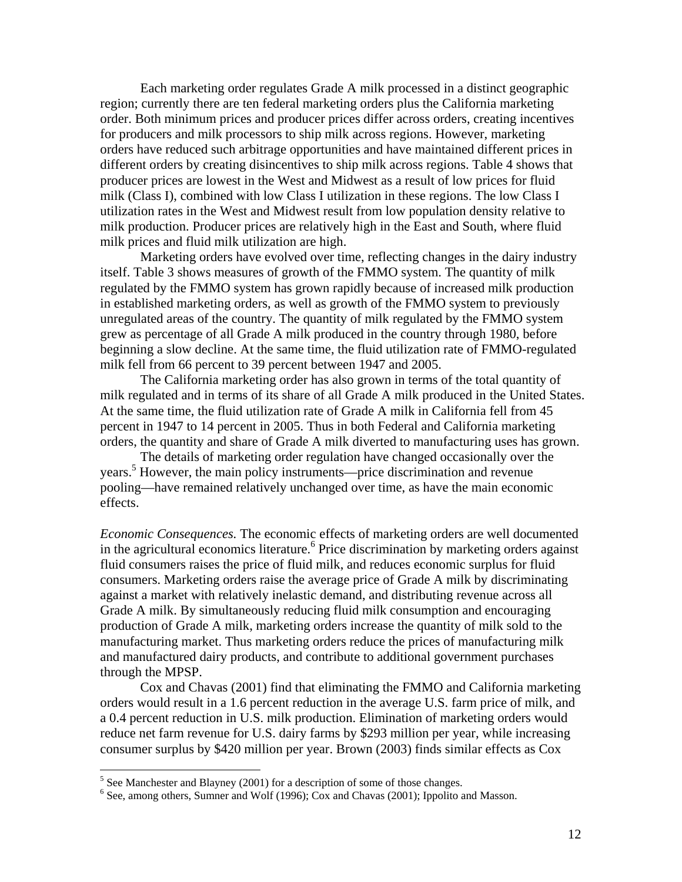Each marketing order regulates Grade A milk processed in a distinct geographic region; currently there are ten federal marketing orders plus the California marketing order. Both minimum prices and producer prices differ across orders, creating incentives for producers and milk processors to ship milk across regions. However, marketing orders have reduced such arbitrage opportunities and have maintained different prices in different orders by creating disincentives to ship milk across regions. Table 4 shows that producer prices are lowest in the West and Midwest as a result of low prices for fluid milk (Class I), combined with low Class I utilization in these regions. The low Class I utilization rates in the West and Midwest result from low population density relative to milk production. Producer prices are relatively high in the East and South, where fluid milk prices and fluid milk utilization are high.

Marketing orders have evolved over time, reflecting changes in the dairy industry itself. Table 3 shows measures of growth of the FMMO system. The quantity of milk regulated by the FMMO system has grown rapidly because of increased milk production in established marketing orders, as well as growth of the FMMO system to previously unregulated areas of the country. The quantity of milk regulated by the FMMO system grew as percentage of all Grade A milk produced in the country through 1980, before beginning a slow decline. At the same time, the fluid utilization rate of FMMO-regulated milk fell from 66 percent to 39 percent between 1947 and 2005.

The California marketing order has also grown in terms of the total quantity of milk regulated and in terms of its share of all Grade A milk produced in the United States. At the same time, the fluid utilization rate of Grade A milk in California fell from 45 percent in 1947 to 14 percent in 2005. Thus in both Federal and California marketing orders, the quantity and share of Grade A milk diverted to manufacturing uses has grown.

The details of marketing order regulation have changed occasionally over the years.[5] However, the main policy instruments—price discrimination and revenue pooling—have remained relatively unchanged over time, as have the main economic effects.

*Economic Consequences.* The economic effects of marketing orders are well documented in the agricultural economics literature.[6] Price discrimination by marketing orders against fluid consumers raises the price of fluid milk, and reduces economic surplus for fluid consumers. Marketing orders raise the average price of Grade A milk by discriminating against a market with relatively inelastic demand, and distributing revenue across all Grade A milk. By simultaneously reducing fluid milk consumption and encouraging production of Grade A milk, marketing orders increase the quantity of milk sold to the manufacturing market. Thus marketing orders reduce the prices of manufacturing milk and manufactured dairy products, and contribute to additional government purchases through the MPSP.

Cox and Chavas (2001) find that eliminating the FMMO and California marketing orders would result in a 1.6 percent reduction in the average U.S. farm price of milk, and a 0.4 percent reduction in U.S. milk production. Elimination of marketing orders would reduce net farm revenue for U.S. dairy farms by $293 million per year, while increasing consumer surplus by $420 million per year. Brown (2003) finds similar effects as Cox

[5] See Manchester and Blayney (2001) for a description of some of those changes.

[6] See, among others, Sumner and Wolf (1996); Cox and Chavas (2001); Ippolito and Masson.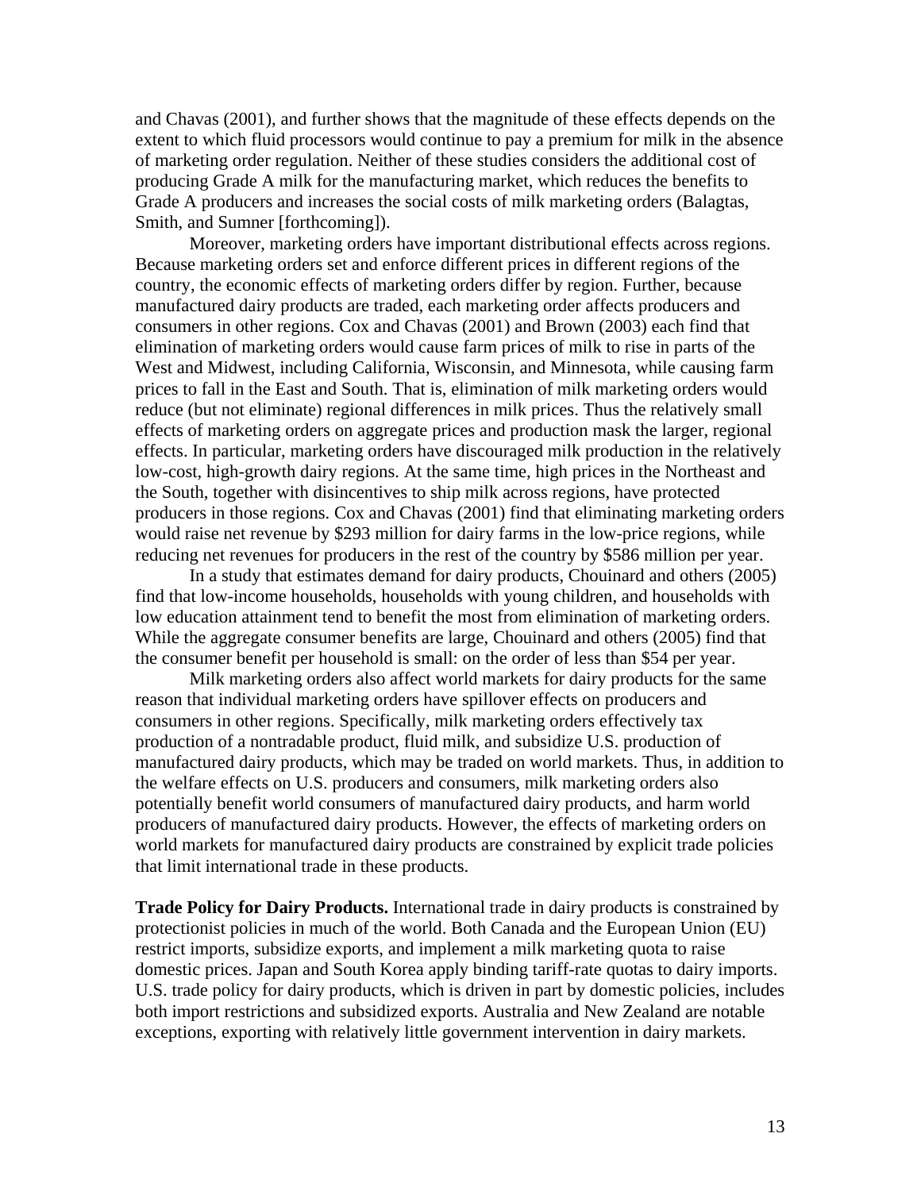and Chavas (2001), and further shows that the magnitude of these effects depends on the extent to which fluid processors would continue to pay a premium for milk in the absence of marketing order regulation. Neither of these studies considers the additional cost of producing Grade A milk for the manufacturing market, which reduces the benefits to Grade A producers and increases the social costs of milk marketing orders (Balagtas, Smith, and Sumner [forthcoming]).

Moreover, marketing orders have important distributional effects across regions. Because marketing orders set and enforce different prices in different regions of the country, the economic effects of marketing orders differ by region. Further, because manufactured dairy products are traded, each marketing order affects producers and consumers in other regions. Cox and Chavas (2001) and Brown (2003) each find that elimination of marketing orders would cause farm prices of milk to rise in parts of the West and Midwest, including California, Wisconsin, and Minnesota, while causing farm prices to fall in the East and South. That is, elimination of milk marketing orders would reduce (but not eliminate) regional differences in milk prices. Thus the relatively small effects of marketing orders on aggregate prices and production mask the larger, regional effects. In particular, marketing orders have discouraged milk production in the relatively low-cost, high-growth dairy regions. At the same time, high prices in the Northeast and the South, together with disincentives to ship milk across regions, have protected producers in those regions. Cox and Chavas (2001) find that eliminating marketing orders would raise net revenue by $293 million for dairy farms in the low-price regions, while reducing net revenues for producers in the rest of the country by $586 million per year.

In a study that estimates demand for dairy products, Chouinard and others (2005) find that low-income households, households with young children, and households with low education attainment tend to benefit the most from elimination of marketing orders. While the aggregate consumer benefits are large, Chouinard and others (2005) find that the consumer benefit per household is small: on the order of less than $54 per year.

Milk marketing orders also affect world markets for dairy products for the same reason that individual marketing orders have spillover effects on producers and consumers in other regions. Specifically, milk marketing orders effectively tax production of a nontradable product, fluid milk, and subsidize U.S. production of manufactured dairy products, which may be traded on world markets. Thus, in addition to the welfare effects on U.S. producers and consumers, milk marketing orders also potentially benefit world consumers of manufactured dairy products, and harm world producers of manufactured dairy products. However, the effects of marketing orders on world markets for manufactured dairy products are constrained by explicit trade policies that limit international trade in these products.

**Trade Policy for Dairy Products.** International trade in dairy products is constrained by protectionist policies in much of the world. Both Canada and the European Union (EU) restrict imports, subsidize exports, and implement a milk marketing quota to raise domestic prices. Japan and South Korea apply binding tariff-rate quotas to dairy imports. U.S. trade policy for dairy products, which is driven in part by domestic policies, includes both import restrictions and subsidized exports. Australia and New Zealand are notable exceptions, exporting with relatively little government intervention in dairy markets.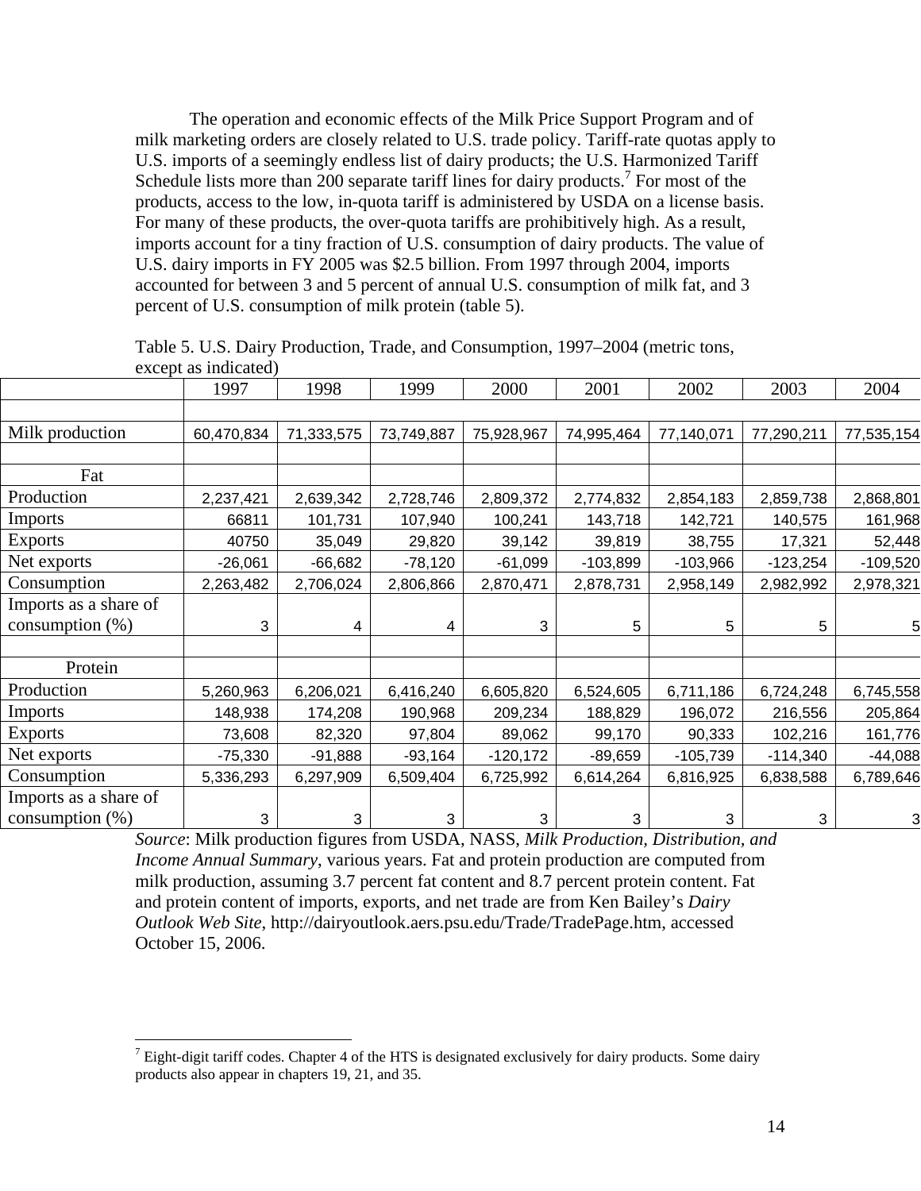The operation and economic effects of the Milk Price Support Program and of milk marketing orders are closely related to U.S. trade policy. Tariff-rate quotas apply to U.S. imports of a seemingly endless list of dairy products; the U.S. Harmonized Tariff Schedule lists more than 200 separate tariff lines for dairy products.[7] For most of the products, access to the low, in-quota tariff is administered by USDA on a license basis. For many of these products, the over-quota tariffs are prohibitively high. As a result, imports account for a tiny fraction of U.S. consumption of dairy products. The value of U.S. dairy imports in FY 2005 was $2.5 billion. From 1997 through 2004, imports accounted for between 3 and 5 percent of annual U.S. consumption of milk fat, and 3 percent of U.S. consumption of milk protein (table 5).

Table 5. U.S. Dairy Production, Trade, and Consumption, 1997–2004 (metric tons, except as indicated)

| | 1997 | 1998 | 1999 | 2000 | 2001 | 2002 | 2003 | 2004 |
|---|---|---|---|---|---|---|---|---|
| | | | | | | | | |
| Milk production | 60,470,834 | 71,333,575 | 73,749,887 | 75,928,967 | 74,995,464 | 77,140,071 | 77,290,211 | 77,535,154 |
| | | | | | | | | |
| Fat | | | | | | | | |
| Production | 2,237,421 | 2,639,342 | 2,728,746 | 2,809,372 | 2,774,832 | 2,854,183 | 2,859,738 | 2,868,801 |
| Imports | 66811 | 101,731 | 107,940 | 100,241 | 143,718 | 142,721 | 140,575 | 161,968 |
| Exports | 40750 | 35,049 | 29,820 | 39,142 | 39,819 | 38,755 | 17,321 | 52,448 |
| Net exports | -26,061 | -66,682 | -78,120 | -61,099 | -103,899 | -103,966 | -123,254 | -109,520 |
| Consumption | 2,263,482 | 2,706,024 | 2,806,866 | 2,870,471 | 2,878,731 | 2,958,149 | 2,982,992 | 2,978,321 |
| Imports as a share of consumption (%) | 3 | 4 | 4 | 3 | 5 | 5 | 5 | 5 |
| | | | | | | | | |
| Protein | | | | | | | | |
| Production | 5,260,963 | 6,206,021 | 6,416,240 | 6,605,820 | 6,524,605 | 6,711,186 | 6,724,248 | 6,745,558 |
| Imports | 148,938 | 174,208 | 190,968 | 209,234 | 188,829 | 196,072 | 216,556 | 205,864 |
| Exports | 73,608 | 82,320 | 97,804 | 89,062 | 99,170 | 90,333 | 102,216 | 161,776 |
| Net exports | -75,330 | -91,888 | -93,164 | -120,172 | -89,659 | -105,739 | -114,340 | -44,088 |
| Consumption | 5,336,293 | 6,297,909 | 6,509,404 | 6,725,992 | 6,614,264 | 6,816,925 | 6,838,588 | 6,789,646 |
| Imports as a share of consumption (%) | 3 | 3 | 3 | 3 | 3 | 3 | 3 | 3 |

*Source*: Milk production figures from USDA, NASS, *Milk Production, Distribution, and Income Annual Summary*, various years. Fat and protein production are computed from milk production, assuming 3.7 percent fat content and 8.7 percent protein content. Fat and protein content of imports, exports, and net trade are from Ken Bailey's *Dairy Outlook Web Site*, http://dairyoutlook.aers.psu.edu/Trade/TradePage.htm, accessed October 15, 2006.

[7] Eight-digit tariff codes. Chapter 4 of the HTS is designated exclusively for dairy products. Some dairy products also appear in chapters 19, 21, and 35.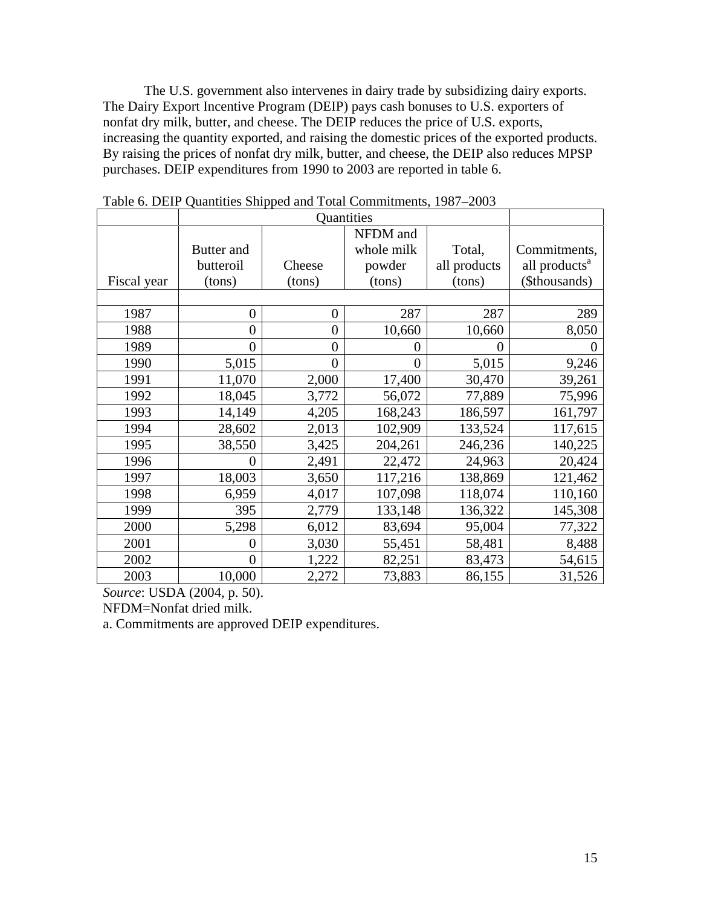The U.S. government also intervenes in dairy trade by subsidizing dairy exports. The Dairy Export Incentive Program (DEIP) pays cash bonuses to U.S. exporters of nonfat dry milk, butter, and cheese. The DEIP reduces the price of U.S. exports, increasing the quantity exported, and raising the domestic prices of the exported products. By raising the prices of nonfat dry milk, butter, and cheese, the DEIP also reduces MPSP purchases. DEIP expenditures from 1990 to 2003 are reported in table 6.

Table 6. DEIP Quantities Shipped and Total Commitments, 1987–2003

| | Quantities | | | | |
|---|---|---|---|---|---|
| Fiscal year | Butter and butteroil (tons) | Cheese (tons) | NFDM and whole milk powder (tons) | Total, all products (tons) | Commitments, all products[a] ($thousands) |
| 1987 | 0 | 0 | 287 | 287 | 289 |
| 1988 | 0 | 0 | 10,660 | 10,660 | 8,050 |
| 1989 | 0 | 0 | 0 | 0 | 0 |
| 1990 | 5,015 | 0 | 0 | 5,015 | 9,246 |
| 1991 | 11,070 | 2,000 | 17,400 | 30,470 | 39,261 |
| 1992 | 18,045 | 3,772 | 56,072 | 77,889 | 75,996 |
| 1993 | 14,149 | 4,205 | 168,243 | 186,597 | 161,797 |
| 1994 | 28,602 | 2,013 | 102,909 | 133,524 | 117,615 |
| 1995 | 38,550 | 3,425 | 204,261 | 246,236 | 140,225 |
| 1996 | 0 | 2,491 | 22,472 | 24,963 | 20,424 |
| 1997 | 18,003 | 3,650 | 117,216 | 138,869 | 121,462 |
| 1998 | 6,959 | 4,017 | 107,098 | 118,074 | 110,160 |
| 1999 | 395 | 2,779 | 133,148 | 136,322 | 145,308 |
| 2000 | 5,298 | 6,012 | 83,694 | 95,004 | 77,322 |
| 2001 | 0 | 3,030 | 55,451 | 58,481 | 8,488 |
| 2002 | 0 | 1,222 | 82,251 | 83,473 | 54,615 |
| 2003 | 10,000 | 2,272 | 73,883 | 86,155 | 31,526 |

*Source*: USDA (2004, p. 50).

NFDM=Nonfat dried milk.

a. Commitments are approved DEIP expenditures.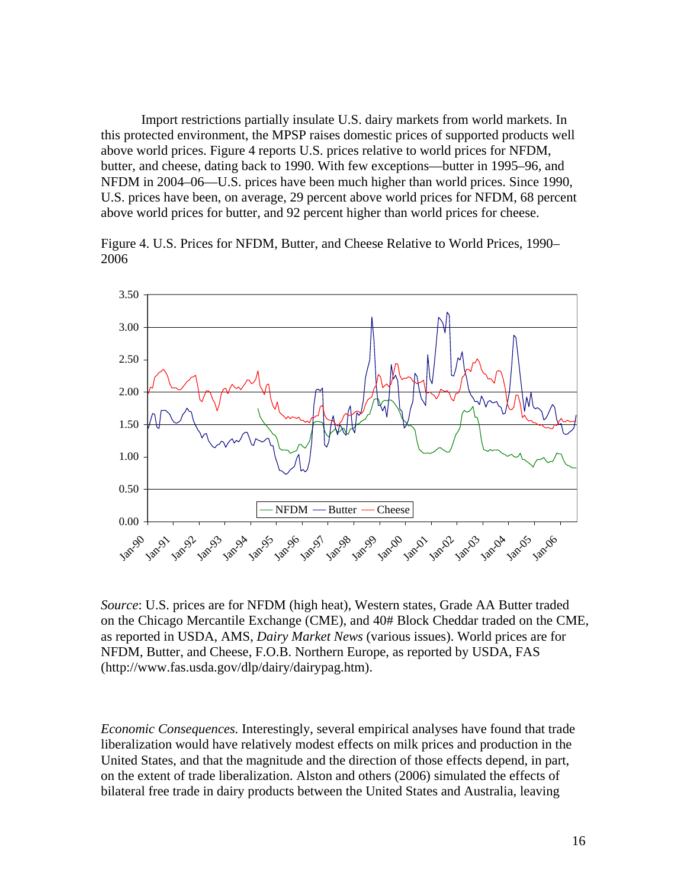Import restrictions partially insulate U.S. dairy markets from world markets. In this protected environment, the MPSP raises domestic prices of supported products well above world prices. Figure 4 reports U.S. prices relative to world prices for NFDM, butter, and cheese, dating back to 1990. With few exceptions—butter in 1995–96, and NFDM in 2004–06—U.S. prices have been much higher than world prices. Since 1990, U.S. prices have been, on average, 29 percent above world prices for NFDM, 68 percent above world prices for butter, and 92 percent higher than world prices for cheese.

Figure 4. U.S. Prices for NFDM, Butter, and Cheese Relative to World Prices, 1990–2006

*Source*: U.S. prices are for NFDM (high heat), Western states, Grade AA Butter traded on the Chicago Mercantile Exchange (CME), and 40# Block Cheddar traded on the CME, as reported in USDA, AMS, *Dairy Market News* (various issues). World prices are for NFDM, Butter, and Cheese, F.O.B. Northern Europe, as reported by USDA, FAS (http://www.fas.usda.gov/dlp/dairy/dairypag.htm).

*Economic Consequences.* Interestingly, several empirical analyses have found that trade liberalization would have relatively modest effects on milk prices and production in the United States, and that the magnitude and the direction of those effects depend, in part, on the extent of trade liberalization. Alston and others (2006) simulated the effects of bilateral free trade in dairy products between the United States and Australia, leaving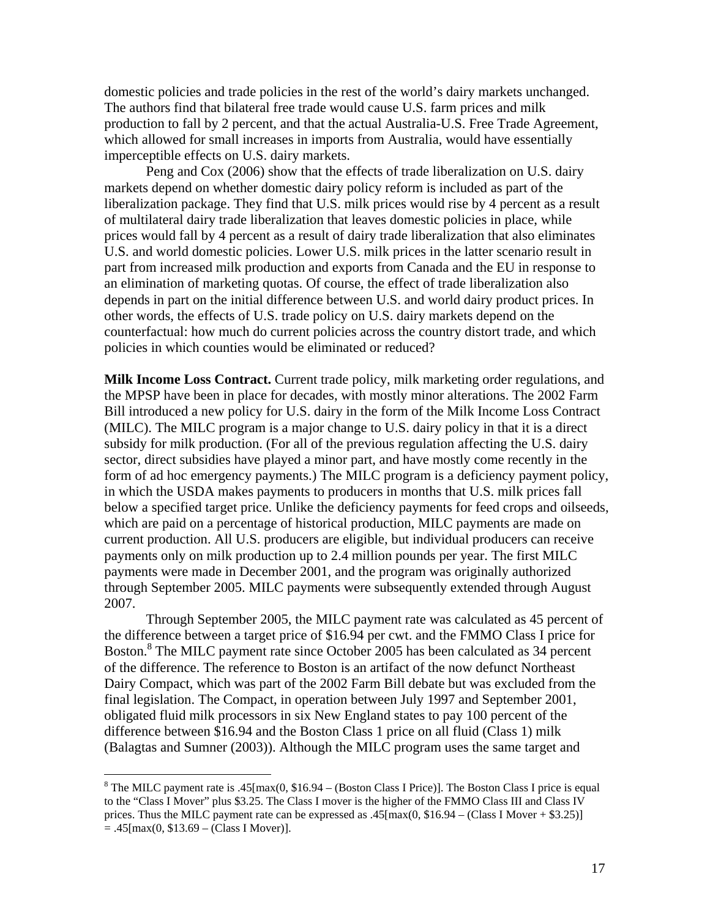domestic policies and trade policies in the rest of the world's dairy markets unchanged. The authors find that bilateral free trade would cause U.S. farm prices and milk production to fall by 2 percent, and that the actual Australia-U.S. Free Trade Agreement, which allowed for small increases in imports from Australia, would have essentially imperceptible effects on U.S. dairy markets.

Peng and Cox (2006) show that the effects of trade liberalization on U.S. dairy markets depend on whether domestic dairy policy reform is included as part of the liberalization package. They find that U.S. milk prices would rise by 4 percent as a result of multilateral dairy trade liberalization that leaves domestic policies in place, while prices would fall by 4 percent as a result of dairy trade liberalization that also eliminates U.S. and world domestic policies. Lower U.S. milk prices in the latter scenario result in part from increased milk production and exports from Canada and the EU in response to an elimination of marketing quotas. Of course, the effect of trade liberalization also depends in part on the initial difference between U.S. and world dairy product prices. In other words, the effects of U.S. trade policy on U.S. dairy markets depend on the counterfactual: how much do current policies across the country distort trade, and which policies in which counties would be eliminated or reduced?

**Milk Income Loss Contract.** Current trade policy, milk marketing order regulations, and the MPSP have been in place for decades, with mostly minor alterations. The 2002 Farm Bill introduced a new policy for U.S. dairy in the form of the Milk Income Loss Contract (MILC). The MILC program is a major change to U.S. dairy policy in that it is a direct subsidy for milk production. (For all of the previous regulation affecting the U.S. dairy sector, direct subsidies have played a minor part, and have mostly come recently in the form of ad hoc emergency payments.) The MILC program is a deficiency payment policy, in which the USDA makes payments to producers in months that U.S. milk prices fall below a specified target price. Unlike the deficiency payments for feed crops and oilseeds, which are paid on a percentage of historical production, MILC payments are made on current production. All U.S. producers are eligible, but individual producers can receive payments only on milk production up to 2.4 million pounds per year. The first MILC payments were made in December 2001, and the program was originally authorized through September 2005. MILC payments were subsequently extended through August 2007.

Through September 2005, the MILC payment rate was calculated as 45 percent of the difference between a target price of \$16.94 per cwt. and the FMMO Class I price for Boston.[8] The MILC payment rate since October 2005 has been calculated as 34 percent of the difference. The reference to Boston is an artifact of the now defunct Northeast Dairy Compact, which was part of the 2002 Farm Bill debate but was excluded from the final legislation. The Compact, in operation between July 1997 and September 2001, obligated fluid milk processors in six New England states to pay 100 percent of the difference between \$16.94 and the Boston Class 1 price on all fluid (Class 1) milk (Balagtas and Sumner (2003)). Although the MILC program uses the same target and

---

[8] The MILC payment rate is .45[max(0, \$16.94 – (Boston Class I Price)]. The Boston Class I price is equal to the "Class I Mover" plus \$3.25. The Class I mover is the higher of the FMMO Class III and Class IV prices. Thus the MILC payment rate can be expressed as .45[max(0, \$16.94 – (Class I Mover + \$3.25)] = .45[max(0, \$13.69 – (Class I Mover)].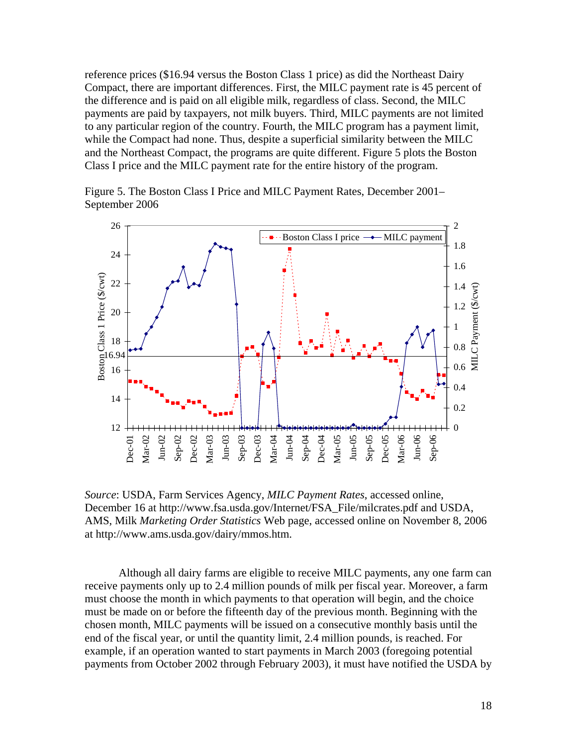reference prices ($16.94 versus the Boston Class 1 price) as did the Northeast Dairy Compact, there are important differences. First, the MILC payment rate is 45 percent of the difference and is paid on all eligible milk, regardless of class. Second, the MILC payments are paid by taxpayers, not milk buyers. Third, MILC payments are not limited to any particular region of the country. Fourth, the MILC program has a payment limit, while the Compact had none. Thus, despite a superficial similarity between the MILC and the Northeast Compact, the programs are quite different. Figure 5 plots the Boston Class I price and the MILC payment rate for the entire history of the program.

Figure 5. The Boston Class I Price and MILC Payment Rates, December 2001–September 2006

*Source*: USDA, Farm Services Agency, *MILC Payment Rates*, accessed online, December 16 at http://www.fsa.usda.gov/Internet/FSA_File/milcrates.pdf and USDA, AMS, Milk *Marketing Order Statistics* Web page, accessed online on November 8, 2006 at http://www.ams.usda.gov/dairy/mmos.htm.

Although all dairy farms are eligible to receive MILC payments, any one farm can receive payments only up to 2.4 million pounds of milk per fiscal year. Moreover, a farm must choose the month in which payments to that operation will begin, and the choice must be made on or before the fifteenth day of the previous month. Beginning with the chosen month, MILC payments will be issued on a consecutive monthly basis until the end of the fiscal year, or until the quantity limit, 2.4 million pounds, is reached. For example, if an operation wanted to start payments in March 2003 (foregoing potential payments from October 2002 through February 2003), it must have notified the USDA by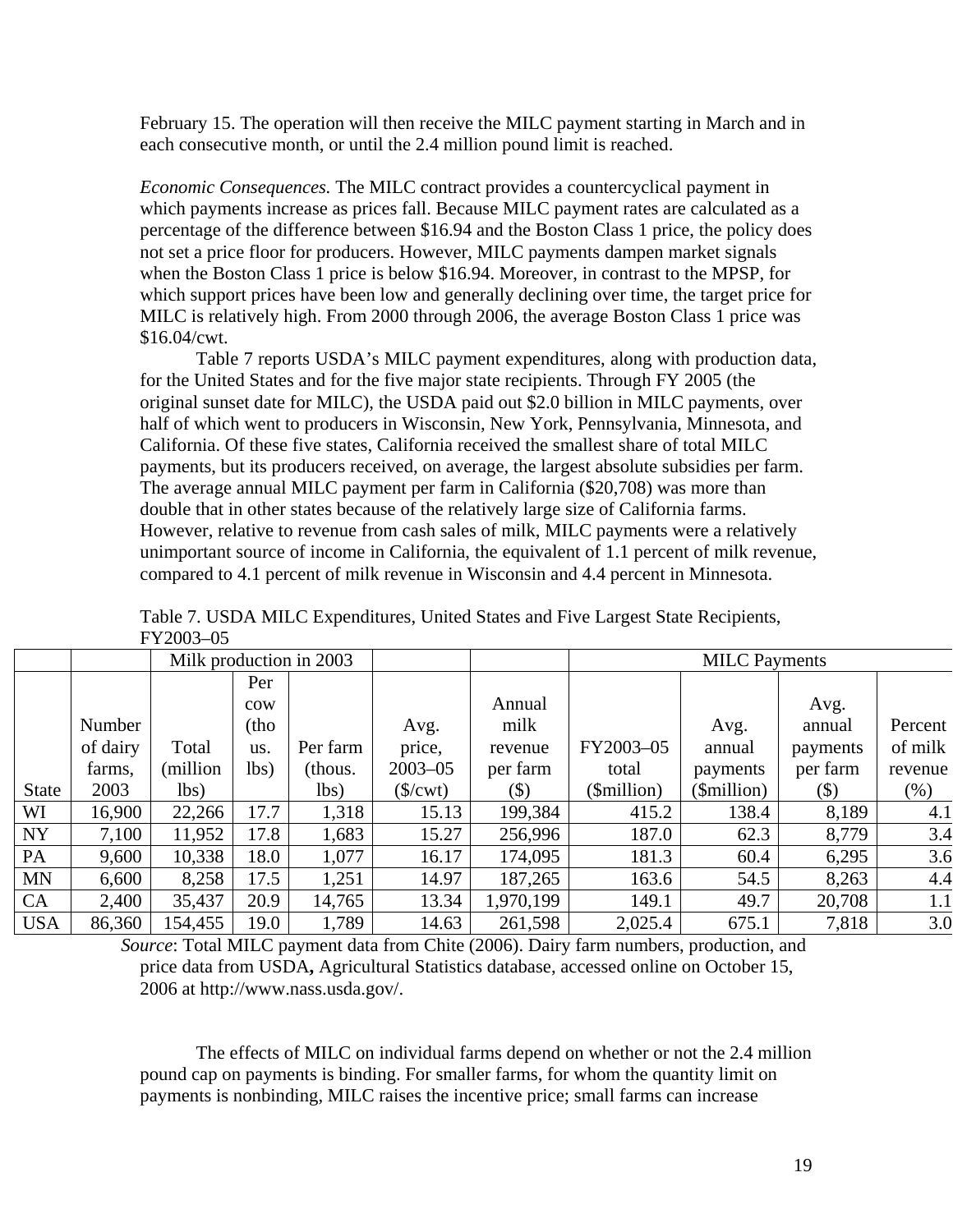February 15. The operation will then receive the MILC payment starting in March and in each consecutive month, or until the 2.4 million pound limit is reached.

*Economic Consequences.* The MILC contract provides a countercyclical payment in which payments increase as prices fall. Because MILC payment rates are calculated as a percentage of the difference between $16.94 and the Boston Class 1 price, the policy does not set a price floor for producers. However, MILC payments dampen market signals when the Boston Class 1 price is below $16.94. Moreover, in contrast to the MPSP, for which support prices have been low and generally declining over time, the target price for MILC is relatively high. From 2000 through 2006, the average Boston Class 1 price was $16.04/cwt.

Table 7 reports USDA's MILC payment expenditures, along with production data, for the United States and for the five major state recipients. Through FY 2005 (the original sunset date for MILC), the USDA paid out $2.0 billion in MILC payments, over half of which went to producers in Wisconsin, New York, Pennsylvania, Minnesota, and California. Of these five states, California received the smallest share of total MILC payments, but its producers received, on average, the largest absolute subsidies per farm. The average annual MILC payment per farm in California ($20,708) was more than double that in other states because of the relatively large size of California farms. However, relative to revenue from cash sales of milk, MILC payments were a relatively unimportant source of income in California, the equivalent of 1.1 percent of milk revenue, compared to 4.1 percent of milk revenue in Wisconsin and 4.4 percent in Minnesota.

Table 7. USDA MILC Expenditures, United States and Five Largest State Recipients, FY2003–05

| | | Milk production in 2003 | | | | | MILC Payments | | | |
|---|---|---|---|---|---|---|---|---|---|---|
| State | Number of dairy farms, 2003 | Total (million lbs) | Per cow (thous. lbs) | Per farm (thous. lbs) | Avg. price, 2003–05 ($/cwt) | Annual milk revenue per farm ($) | FY2003–05 total ($million) | Avg. annual payments ($million) | Avg. annual payments per farm ($) | Percent of milk revenue (%) |
| WI | 16,900 | 22,266 | 17.7 | 1,318 | 15.13 | 199,384 | 415.2 | 138.4 | 8,189 | 4.1 |
| NY | 7,100 | 11,952 | 17.8 | 1,683 | 15.27 | 256,996 | 187.0 | 62.3 | 8,779 | 3.4 |
| PA | 9,600 | 10,338 | 18.0 | 1,077 | 16.17 | 174,095 | 181.3 | 60.4 | 6,295 | 3.6 |
| MN | 6,600 | 8,258 | 17.5 | 1,251 | 14.97 | 187,265 | 163.6 | 54.5 | 8,263 | 4.4 |
| CA | 2,400 | 35,437 | 20.9 | 14,765 | 13.34 | 1,970,199 | 149.1 | 49.7 | 20,708 | 1.1 |
| USA | 86,360 | 154,455 | 19.0 | 1,789 | 14.63 | 261,598 | 2,025.4 | 675.1 | 7,818 | 3.0 |

*Source*: Total MILC payment data from Chite (2006). Dairy farm numbers, production, and price data from USDA**,** Agricultural Statistics database, accessed online on October 15, 2006 at http://www.nass.usda.gov/.

The effects of MILC on individual farms depend on whether or not the 2.4 million pound cap on payments is binding. For smaller farms, for whom the quantity limit on payments is nonbinding, MILC raises the incentive price; small farms can increase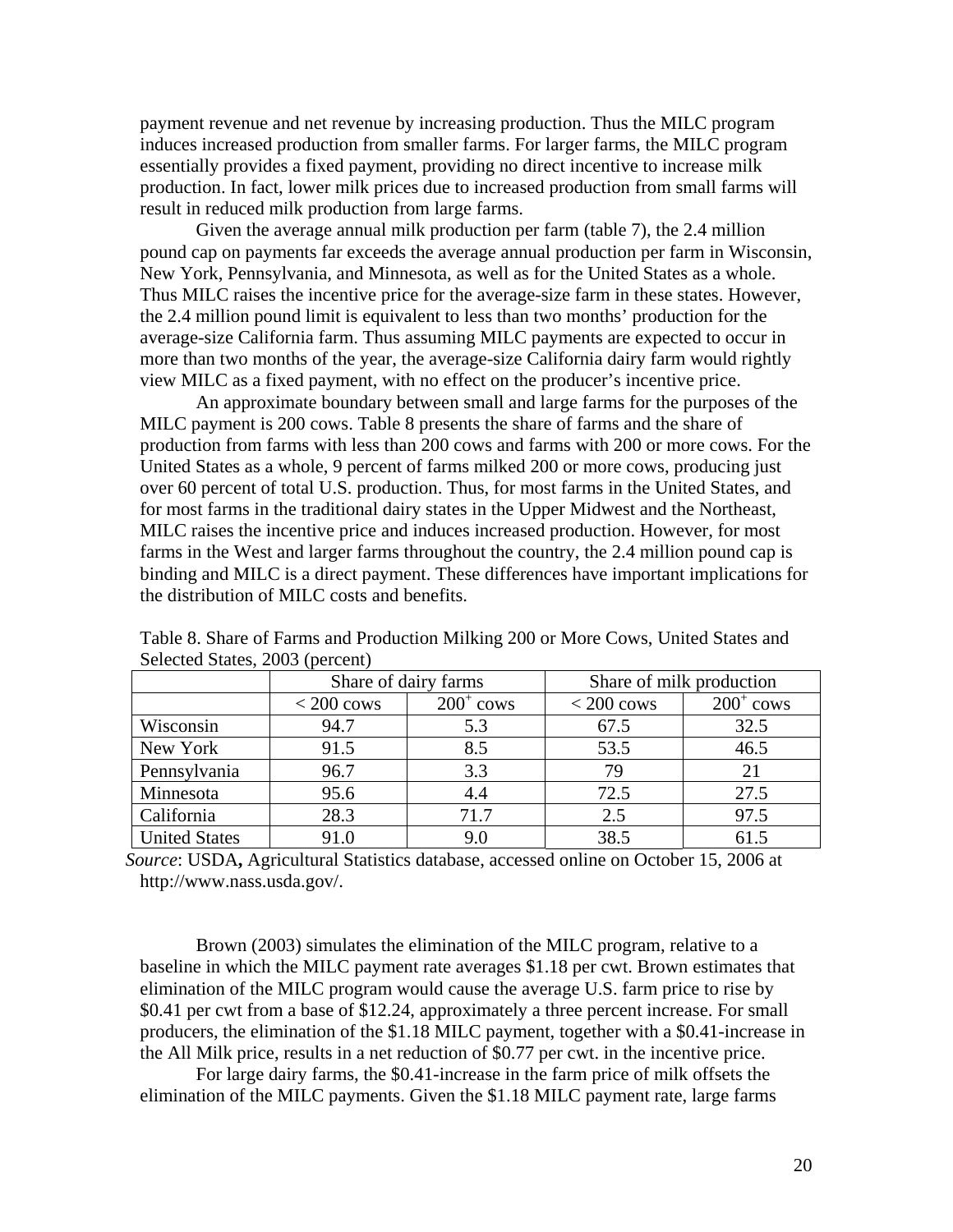payment revenue and net revenue by increasing production. Thus the MILC program induces increased production from smaller farms. For larger farms, the MILC program essentially provides a fixed payment, providing no direct incentive to increase milk production. In fact, lower milk prices due to increased production from small farms will result in reduced milk production from large farms.

Given the average annual milk production per farm (table 7), the 2.4 million pound cap on payments far exceeds the average annual production per farm in Wisconsin, New York, Pennsylvania, and Minnesota, as well as for the United States as a whole. Thus MILC raises the incentive price for the average-size farm in these states. However, the 2.4 million pound limit is equivalent to less than two months' production for the average-size California farm. Thus assuming MILC payments are expected to occur in more than two months of the year, the average-size California dairy farm would rightly view MILC as a fixed payment, with no effect on the producer's incentive price.

An approximate boundary between small and large farms for the purposes of the MILC payment is 200 cows. Table 8 presents the share of farms and the share of production from farms with less than 200 cows and farms with 200 or more cows. For the United States as a whole, 9 percent of farms milked 200 or more cows, producing just over 60 percent of total U.S. production. Thus, for most farms in the United States, and for most farms in the traditional dairy states in the Upper Midwest and the Northeast, MILC raises the incentive price and induces increased production. However, for most farms in the West and larger farms throughout the country, the 2.4 million pound cap is binding and MILC is a direct payment. These differences have important implications for the distribution of MILC costs and benefits.

Table 8. Share of Farms and Production Milking 200 or More Cows, United States and Selected States, 2003 (percent)

| | Share of dairy farms | | Share of milk production | |
|---|---|---|---|---|
| | < 200 cows | $200^{+}$ cows | < 200 cows | $200^{+}$ cows |
| Wisconsin | 94.7 | 5.3 | 67.5 | 32.5 |
| New York | 91.5 | 8.5 | 53.5 | 46.5 |
| Pennsylvania | 96.7 | 3.3 | 79 | 21 |
| Minnesota | 95.6 | 4.4 | 72.5 | 27.5 |
| California | 28.3 | 71.7 | 2.5 | 97.5 |
| United States | 91.0 | 9.0 | 38.5 | 61.5 |

*Source*: USDA**,** Agricultural Statistics database, accessed online on October 15, 2006 at http://www.nass.usda.gov/.

Brown (2003) simulates the elimination of the MILC program, relative to a baseline in which the MILC payment rate averages \$1.18 per cwt. Brown estimates that elimination of the MILC program would cause the average U.S. farm price to rise by \$0.41 per cwt from a base of \$12.24, approximately a three percent increase. For small producers, the elimination of the \$1.18 MILC payment, together with a \$0.41-increase in the All Milk price, results in a net reduction of \$0.77 per cwt. in the incentive price.

For large dairy farms, the \$0.41-increase in the farm price of milk offsets the elimination of the MILC payments. Given the \$1.18 MILC payment rate, large farms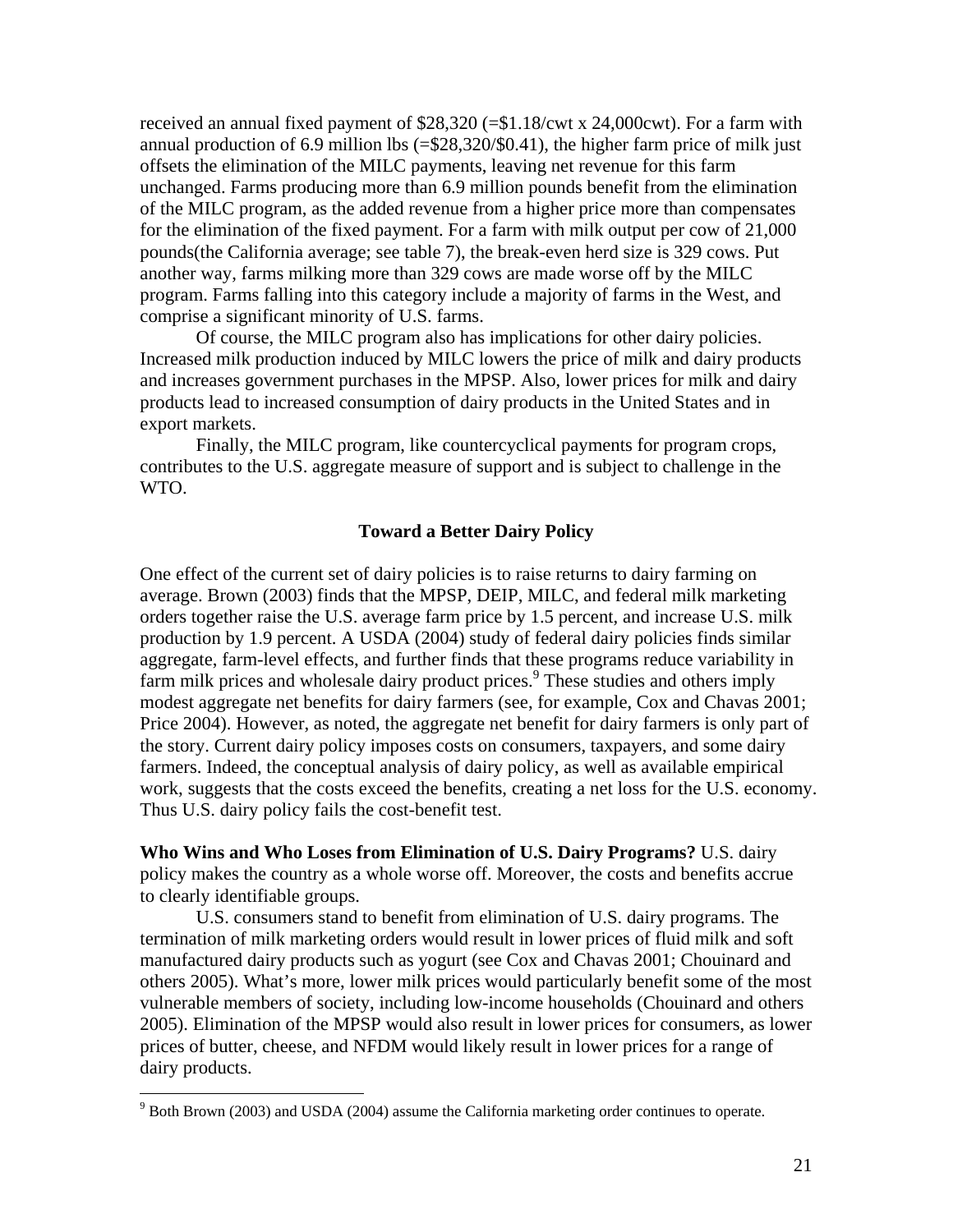received an annual fixed payment of \$28,320 (=\$1.18/cwt x 24,000cwt). For a farm with annual production of 6.9 million lbs (=\$28,320/\$0.41), the higher farm price of milk just offsets the elimination of the MILC payments, leaving net revenue for this farm unchanged. Farms producing more than 6.9 million pounds benefit from the elimination of the MILC program, as the added revenue from a higher price more than compensates for the elimination of the fixed payment. For a farm with milk output per cow of 21,000 pounds(the California average; see table 7), the break-even herd size is 329 cows. Put another way, farms milking more than 329 cows are made worse off by the MILC program. Farms falling into this category include a majority of farms in the West, and comprise a significant minority of U.S. farms.

Of course, the MILC program also has implications for other dairy policies. Increased milk production induced by MILC lowers the price of milk and dairy products and increases government purchases in the MPSP. Also, lower prices for milk and dairy products lead to increased consumption of dairy products in the United States and in export markets.

Finally, the MILC program, like countercyclical payments for program crops, contributes to the U.S. aggregate measure of support and is subject to challenge in the WTO.

## Toward a Better Dairy Policy

One effect of the current set of dairy policies is to raise returns to dairy farming on average. Brown (2003) finds that the MPSP, DEIP, MILC, and federal milk marketing orders together raise the U.S. average farm price by 1.5 percent, and increase U.S. milk production by 1.9 percent. A USDA (2004) study of federal dairy policies finds similar aggregate, farm-level effects, and further finds that these programs reduce variability in farm milk prices and wholesale dairy product prices.[9] These studies and others imply modest aggregate net benefits for dairy farmers (see, for example, Cox and Chavas 2001; Price 2004). However, as noted, the aggregate net benefit for dairy farmers is only part of the story. Current dairy policy imposes costs on consumers, taxpayers, and some dairy farmers. Indeed, the conceptual analysis of dairy policy, as well as available empirical work, suggests that the costs exceed the benefits, creating a net loss for the U.S. economy. Thus U.S. dairy policy fails the cost-benefit test.

**Who Wins and Who Loses from Elimination of U.S. Dairy Programs?** U.S. dairy policy makes the country as a whole worse off. Moreover, the costs and benefits accrue to clearly identifiable groups.

U.S. consumers stand to benefit from elimination of U.S. dairy programs. The termination of milk marketing orders would result in lower prices of fluid milk and soft manufactured dairy products such as yogurt (see Cox and Chavas 2001; Chouinard and others 2005). What's more, lower milk prices would particularly benefit some of the most vulnerable members of society, including low-income households (Chouinard and others 2005). Elimination of the MPSP would also result in lower prices for consumers, as lower prices of butter, cheese, and NFDM would likely result in lower prices for a range of dairy products.

---

[9] Both Brown (2003) and USDA (2004) assume the California marketing order continues to operate.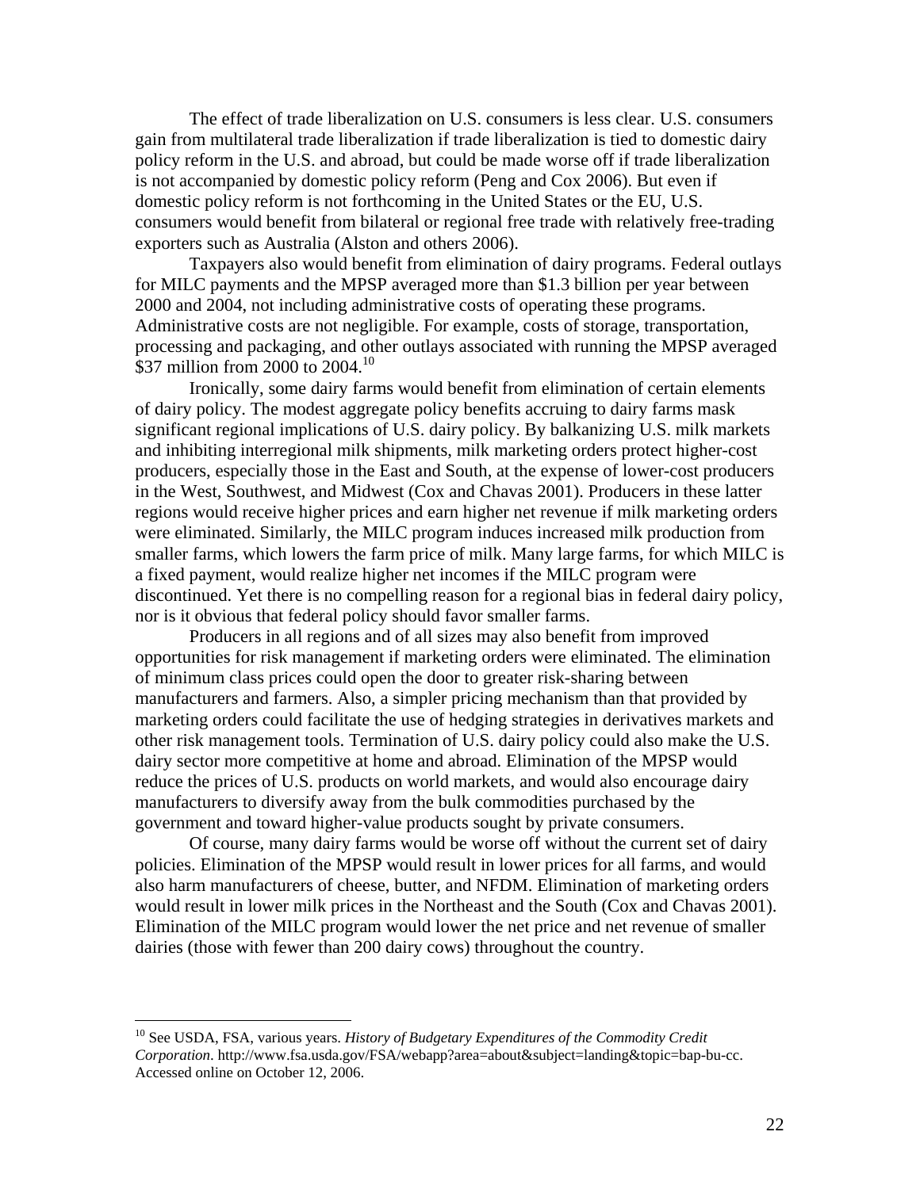The effect of trade liberalization on U.S. consumers is less clear. U.S. consumers gain from multilateral trade liberalization if trade liberalization is tied to domestic dairy policy reform in the U.S. and abroad, but could be made worse off if trade liberalization is not accompanied by domestic policy reform (Peng and Cox 2006). But even if domestic policy reform is not forthcoming in the United States or the EU, U.S. consumers would benefit from bilateral or regional free trade with relatively free-trading exporters such as Australia (Alston and others 2006).

Taxpayers also would benefit from elimination of dairy programs. Federal outlays for MILC payments and the MPSP averaged more than $1.3 billion per year between 2000 and 2004, not including administrative costs of operating these programs. Administrative costs are not negligible. For example, costs of storage, transportation, processing and packaging, and other outlays associated with running the MPSP averaged $37 million from 2000 to 2004.[10]

Ironically, some dairy farms would benefit from elimination of certain elements of dairy policy. The modest aggregate policy benefits accruing to dairy farms mask significant regional implications of U.S. dairy policy. By balkanizing U.S. milk markets and inhibiting interregional milk shipments, milk marketing orders protect higher-cost producers, especially those in the East and South, at the expense of lower-cost producers in the West, Southwest, and Midwest (Cox and Chavas 2001). Producers in these latter regions would receive higher prices and earn higher net revenue if milk marketing orders were eliminated. Similarly, the MILC program induces increased milk production from smaller farms, which lowers the farm price of milk. Many large farms, for which MILC is a fixed payment, would realize higher net incomes if the MILC program were discontinued. Yet there is no compelling reason for a regional bias in federal dairy policy, nor is it obvious that federal policy should favor smaller farms.

Producers in all regions and of all sizes may also benefit from improved opportunities for risk management if marketing orders were eliminated. The elimination of minimum class prices could open the door to greater risk-sharing between manufacturers and farmers. Also, a simpler pricing mechanism than that provided by marketing orders could facilitate the use of hedging strategies in derivatives markets and other risk management tools. Termination of U.S. dairy policy could also make the U.S. dairy sector more competitive at home and abroad. Elimination of the MPSP would reduce the prices of U.S. products on world markets, and would also encourage dairy manufacturers to diversify away from the bulk commodities purchased by the government and toward higher-value products sought by private consumers.

Of course, many dairy farms would be worse off without the current set of dairy policies. Elimination of the MPSP would result in lower prices for all farms, and would also harm manufacturers of cheese, butter, and NFDM. Elimination of marketing orders would result in lower milk prices in the Northeast and the South (Cox and Chavas 2001). Elimination of the MILC program would lower the net price and net revenue of smaller dairies (those with fewer than 200 dairy cows) throughout the country.

---

[10] See USDA, FSA, various years. *History of Budgetary Expenditures of the Commodity Credit Corporation*. http://www.fsa.usda.gov/FSA/webapp?area=about&subject=landing&topic=bap-bu-cc. Accessed online on October 12, 2006.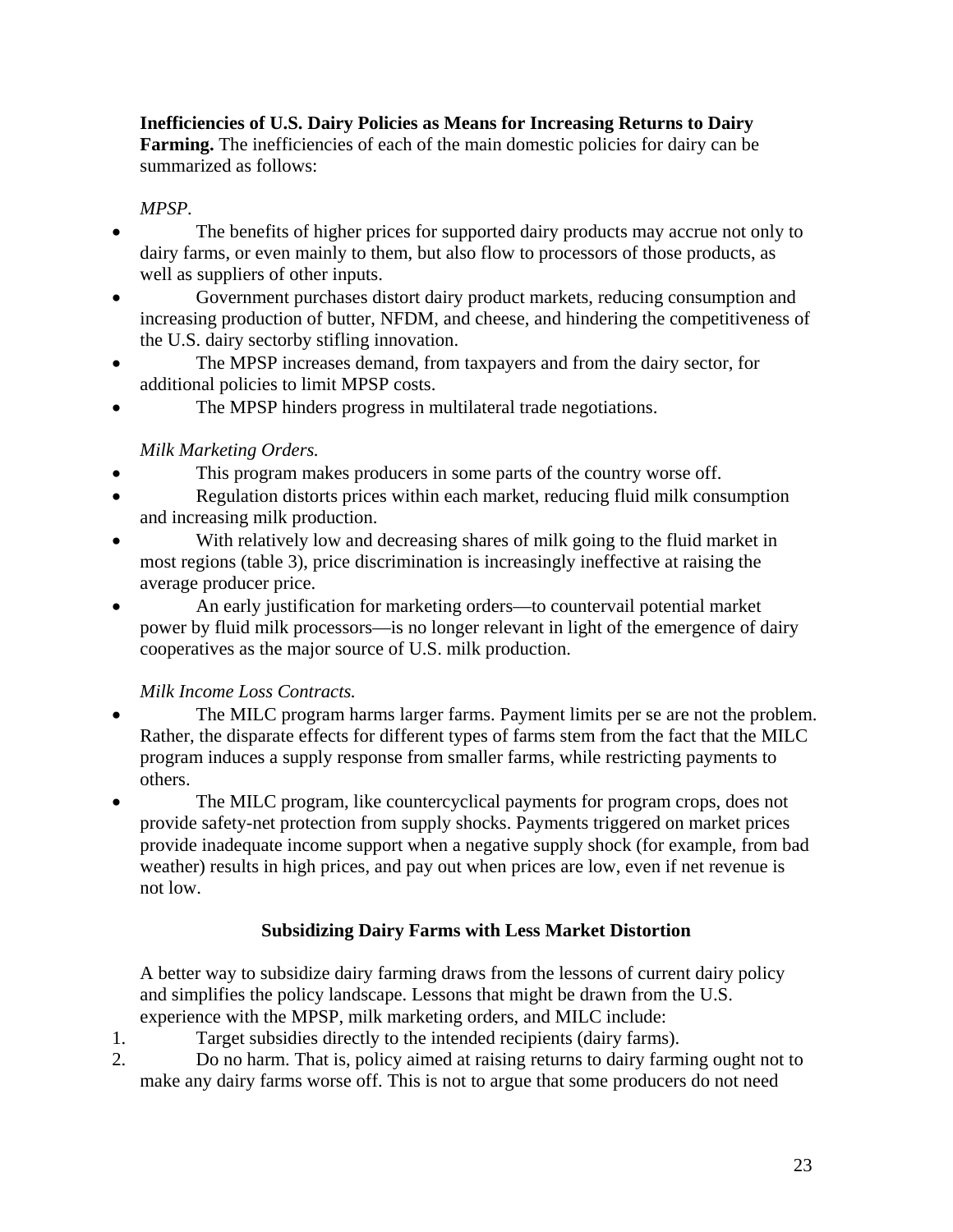**Inefficiencies of U.S. Dairy Policies as Means for Increasing Returns to Dairy Farming.** The inefficiencies of each of the main domestic policies for dairy can be summarized as follows:

*MPSP.*

- The benefits of higher prices for supported dairy products may accrue not only to dairy farms, or even mainly to them, but also flow to processors of those products, as well as suppliers of other inputs.
- Government purchases distort dairy product markets, reducing consumption and increasing production of butter, NFDM, and cheese, and hindering the competitiveness of the U.S. dairy sectorby stifling innovation.
- The MPSP increases demand, from taxpayers and from the dairy sector, for additional policies to limit MPSP costs.
- The MPSP hinders progress in multilateral trade negotiations.

*Milk Marketing Orders.*

- This program makes producers in some parts of the country worse off.
- Regulation distorts prices within each market, reducing fluid milk consumption and increasing milk production.
- With relatively low and decreasing shares of milk going to the fluid market in most regions (table 3), price discrimination is increasingly ineffective at raising the average producer price.
- An early justification for marketing orders—to countervail potential market power by fluid milk processors—is no longer relevant in light of the emergence of dairy cooperatives as the major source of U.S. milk production.

*Milk Income Loss Contracts.*

- The MILC program harms larger farms. Payment limits per se are not the problem. Rather, the disparate effects for different types of farms stem from the fact that the MILC program induces a supply response from smaller farms, while restricting payments to others.
- The MILC program, like countercyclical payments for program crops, does not provide safety-net protection from supply shocks. Payments triggered on market prices provide inadequate income support when a negative supply shock (for example, from bad weather) results in high prices, and pay out when prices are low, even if net revenue is not low.

## Subsidizing Dairy Farms with Less Market Distortion

A better way to subsidize dairy farming draws from the lessons of current dairy policy and simplifies the policy landscape. Lessons that might be drawn from the U.S. experience with the MPSP, milk marketing orders, and MILC include:

1. Target subsidies directly to the intended recipients (dairy farms).
2. Do no harm. That is, policy aimed at raising returns to dairy farming ought not to make any dairy farms worse off. This is not to argue that some producers do not need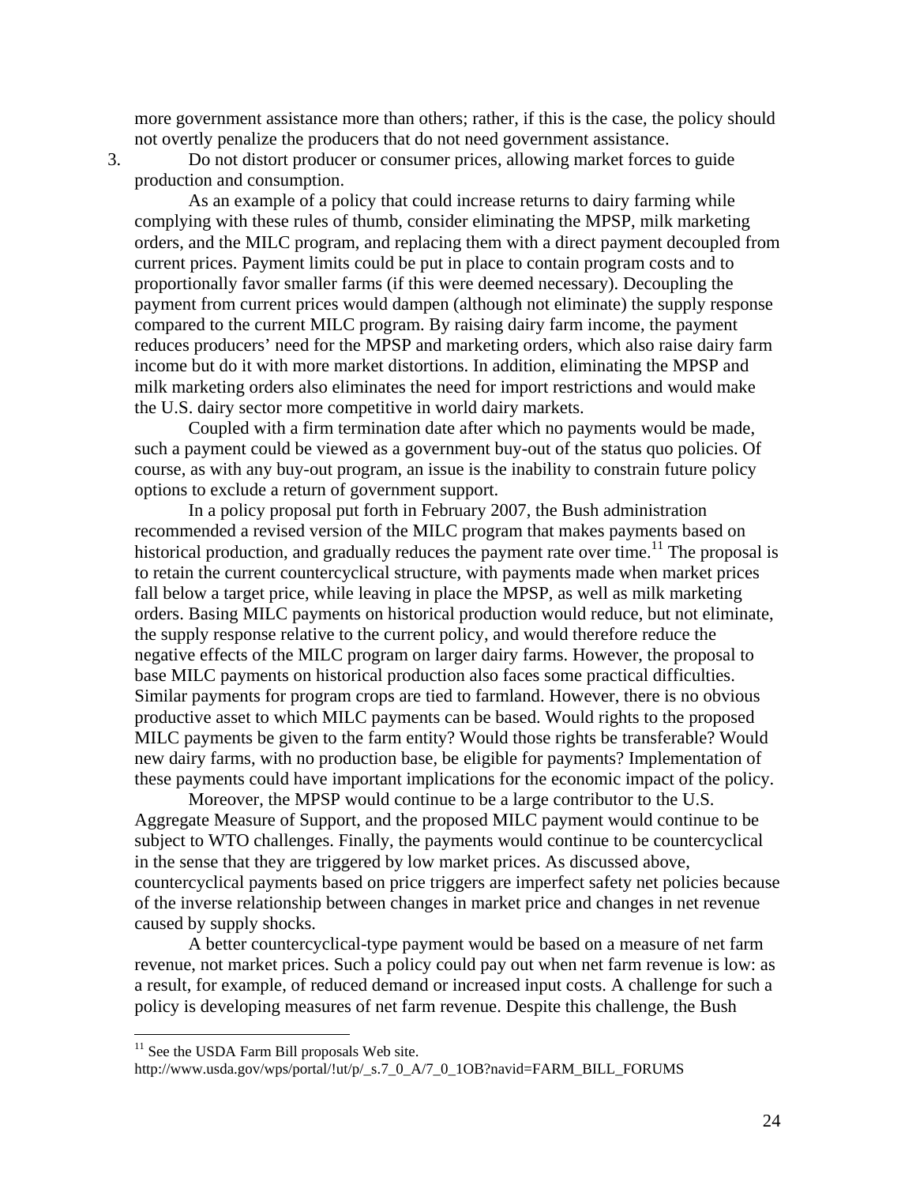more government assistance more than others; rather, if this is the case, the policy should not overtly penalize the producers that do not need government assistance.

3. Do not distort producer or consumer prices, allowing market forces to guide production and consumption.

As an example of a policy that could increase returns to dairy farming while complying with these rules of thumb, consider eliminating the MPSP, milk marketing orders, and the MILC program, and replacing them with a direct payment decoupled from current prices. Payment limits could be put in place to contain program costs and to proportionally favor smaller farms (if this were deemed necessary). Decoupling the payment from current prices would dampen (although not eliminate) the supply response compared to the current MILC program. By raising dairy farm income, the payment reduces producers' need for the MPSP and marketing orders, which also raise dairy farm income but do it with more market distortions. In addition, eliminating the MPSP and milk marketing orders also eliminates the need for import restrictions and would make the U.S. dairy sector more competitive in world dairy markets.

Coupled with a firm termination date after which no payments would be made, such a payment could be viewed as a government buy-out of the status quo policies. Of course, as with any buy-out program, an issue is the inability to constrain future policy options to exclude a return of government support.

In a policy proposal put forth in February 2007, the Bush administration recommended a revised version of the MILC program that makes payments based on historical production, and gradually reduces the payment rate over time.[11] The proposal is to retain the current countercyclical structure, with payments made when market prices fall below a target price, while leaving in place the MPSP, as well as milk marketing orders. Basing MILC payments on historical production would reduce, but not eliminate, the supply response relative to the current policy, and would therefore reduce the negative effects of the MILC program on larger dairy farms. However, the proposal to base MILC payments on historical production also faces some practical difficulties. Similar payments for program crops are tied to farmland. However, there is no obvious productive asset to which MILC payments can be based. Would rights to the proposed MILC payments be given to the farm entity? Would those rights be transferable? Would new dairy farms, with no production base, be eligible for payments? Implementation of these payments could have important implications for the economic impact of the policy.

Moreover, the MPSP would continue to be a large contributor to the U.S. Aggregate Measure of Support, and the proposed MILC payment would continue to be subject to WTO challenges. Finally, the payments would continue to be countercyclical in the sense that they are triggered by low market prices. As discussed above, countercyclical payments based on price triggers are imperfect safety net policies because of the inverse relationship between changes in market price and changes in net revenue caused by supply shocks.

A better countercyclical-type payment would be based on a measure of net farm revenue, not market prices. Such a policy could pay out when net farm revenue is low: as a result, for example, of reduced demand or increased input costs. A challenge for such a policy is developing measures of net farm revenue. Despite this challenge, the Bush

---

[11] See the USDA Farm Bill proposals Web site.
http://www.usda.gov/wps/portal/!ut/p/_s.7_0_A/7_0_1OB?navid=FARM_BILL_FORUMS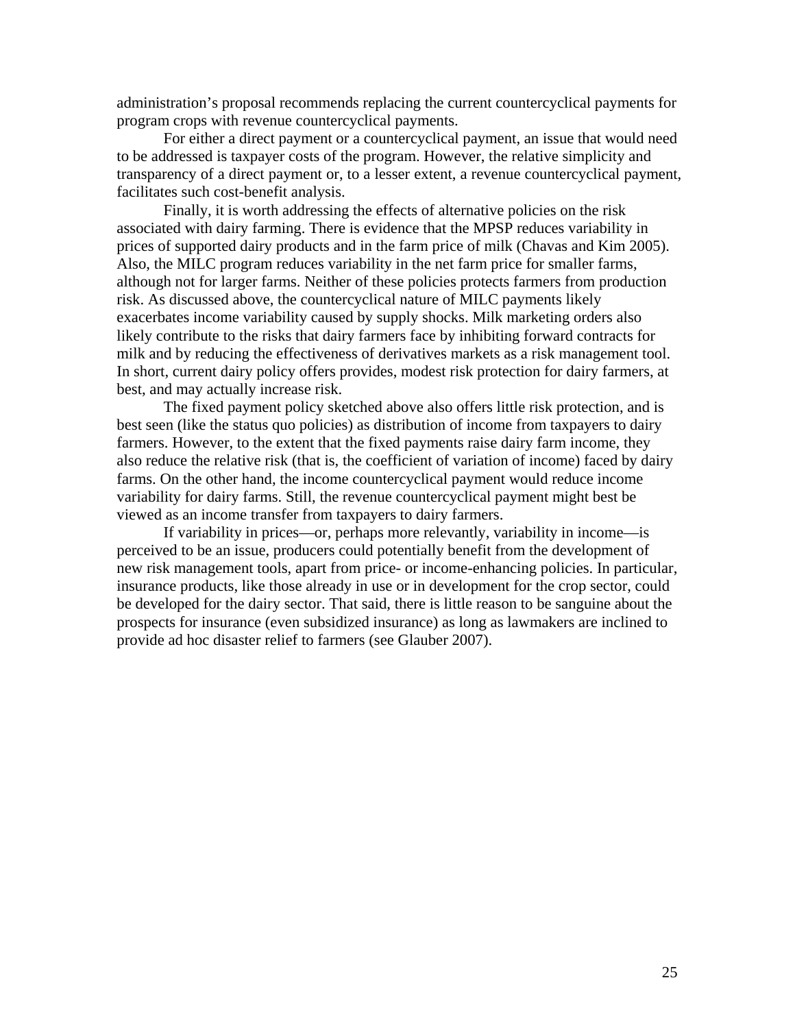administration's proposal recommends replacing the current countercyclical payments for program crops with revenue countercyclical payments.

For either a direct payment or a countercyclical payment, an issue that would need to be addressed is taxpayer costs of the program. However, the relative simplicity and transparency of a direct payment or, to a lesser extent, a revenue countercyclical payment, facilitates such cost-benefit analysis.

Finally, it is worth addressing the effects of alternative policies on the risk associated with dairy farming. There is evidence that the MPSP reduces variability in prices of supported dairy products and in the farm price of milk (Chavas and Kim 2005). Also, the MILC program reduces variability in the net farm price for smaller farms, although not for larger farms. Neither of these policies protects farmers from production risk. As discussed above, the countercyclical nature of MILC payments likely exacerbates income variability caused by supply shocks. Milk marketing orders also likely contribute to the risks that dairy farmers face by inhibiting forward contracts for milk and by reducing the effectiveness of derivatives markets as a risk management tool. In short, current dairy policy offers provides, modest risk protection for dairy farmers, at best, and may actually increase risk.

The fixed payment policy sketched above also offers little risk protection, and is best seen (like the status quo policies) as distribution of income from taxpayers to dairy farmers. However, to the extent that the fixed payments raise dairy farm income, they also reduce the relative risk (that is, the coefficient of variation of income) faced by dairy farms. On the other hand, the income countercyclical payment would reduce income variability for dairy farms. Still, the revenue countercyclical payment might best be viewed as an income transfer from taxpayers to dairy farmers.

If variability in prices—or, perhaps more relevantly, variability in income—is perceived to be an issue, producers could potentially benefit from the development of new risk management tools, apart from price- or income-enhancing policies. In particular, insurance products, like those already in use or in development for the crop sector, could be developed for the dairy sector. That said, there is little reason to be sanguine about the prospects for insurance (even subsidized insurance) as long as lawmakers are inclined to provide ad hoc disaster relief to farmers (see Glauber 2007).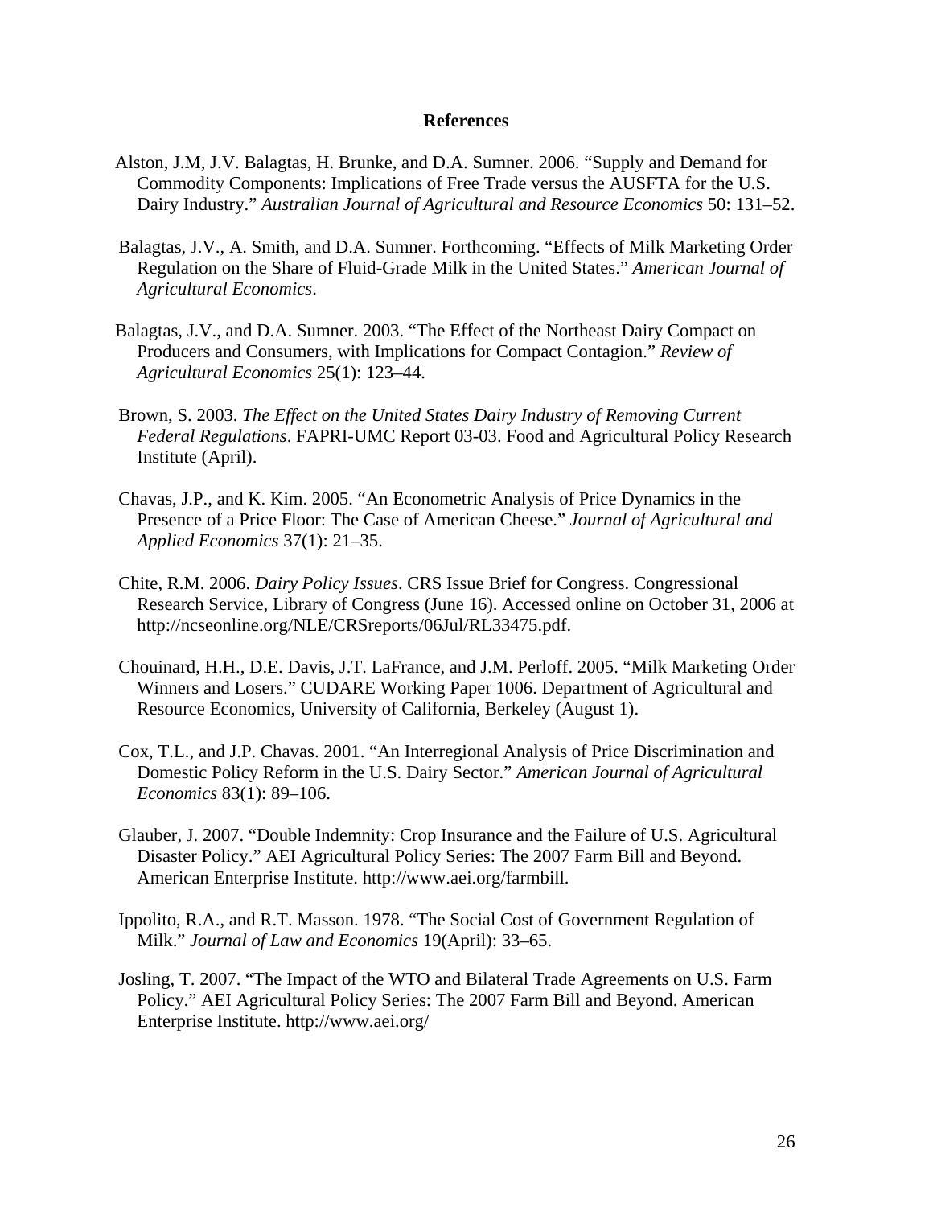# References

Alston, J.M, J.V. Balagtas, H. Brunke, and D.A. Sumner. 2006. "Supply and Demand for Commodity Components: Implications of Free Trade versus the AUSFTA for the U.S. Dairy Industry." *Australian Journal of Agricultural and Resource Economics* 50: 131–52.

Balagtas, J.V., A. Smith, and D.A. Sumner. Forthcoming. "Effects of Milk Marketing Order Regulation on the Share of Fluid-Grade Milk in the United States." *American Journal of Agricultural Economics*.

Balagtas, J.V., and D.A. Sumner. 2003. "The Effect of the Northeast Dairy Compact on Producers and Consumers, with Implications for Compact Contagion." *Review of Agricultural Economics* 25(1): 123–44.

Brown, S. 2003. *The Effect on the United States Dairy Industry of Removing Current Federal Regulations*. FAPRI-UMC Report 03-03. Food and Agricultural Policy Research Institute (April).

Chavas, J.P., and K. Kim. 2005. "An Econometric Analysis of Price Dynamics in the Presence of a Price Floor: The Case of American Cheese." *Journal of Agricultural and Applied Economics* 37(1): 21–35.

Chite, R.M. 2006. *Dairy Policy Issues*. CRS Issue Brief for Congress. Congressional Research Service, Library of Congress (June 16). Accessed online on October 31, 2006 at http://ncseonline.org/NLE/CRSreports/06Jul/RL33475.pdf.

Chouinard, H.H., D.E. Davis, J.T. LaFrance, and J.M. Perloff. 2005. "Milk Marketing Order Winners and Losers." CUDARE Working Paper 1006. Department of Agricultural and Resource Economics, University of California, Berkeley (August 1).

Cox, T.L., and J.P. Chavas. 2001. "An Interregional Analysis of Price Discrimination and Domestic Policy Reform in the U.S. Dairy Sector." *American Journal of Agricultural Economics* 83(1): 89–106.

Glauber, J. 2007. "Double Indemnity: Crop Insurance and the Failure of U.S. Agricultural Disaster Policy." AEI Agricultural Policy Series: The 2007 Farm Bill and Beyond. American Enterprise Institute. http://www.aei.org/farmbill.

Ippolito, R.A., and R.T. Masson. 1978. "The Social Cost of Government Regulation of Milk." *Journal of Law and Economics* 19(April): 33–65.

Josling, T. 2007. "The Impact of the WTO and Bilateral Trade Agreements on U.S. Farm Policy." AEI Agricultural Policy Series: The 2007 Farm Bill and Beyond. American Enterprise Institute. http://www.aei.org/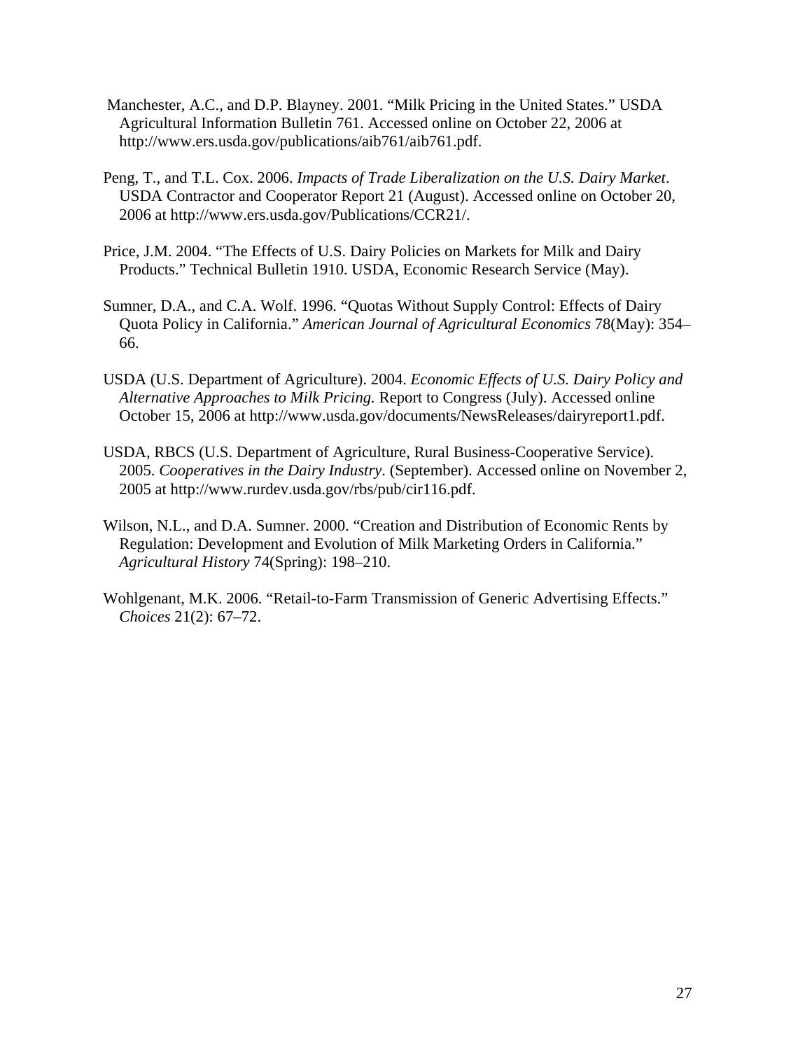Manchester, A.C., and D.P. Blayney. 2001. "Milk Pricing in the United States." USDA Agricultural Information Bulletin 761. Accessed online on October 22, 2006 at http://www.ers.usda.gov/publications/aib761/aib761.pdf.

Peng, T., and T.L. Cox. 2006. *Impacts of Trade Liberalization on the U.S. Dairy Market*. USDA Contractor and Cooperator Report 21 (August). Accessed online on October 20, 2006 at http://www.ers.usda.gov/Publications/CCR21/.

Price, J.M. 2004. "The Effects of U.S. Dairy Policies on Markets for Milk and Dairy Products." Technical Bulletin 1910. USDA, Economic Research Service (May).

Sumner, D.A., and C.A. Wolf. 1996. "Quotas Without Supply Control: Effects of Dairy Quota Policy in California." *American Journal of Agricultural Economics* 78(May): 354–66.

USDA (U.S. Department of Agriculture). 2004. *Economic Effects of U.S. Dairy Policy and Alternative Approaches to Milk Pricing.* Report to Congress (July). Accessed online October 15, 2006 at http://www.usda.gov/documents/NewsReleases/dairyreport1.pdf.

USDA, RBCS (U.S. Department of Agriculture, Rural Business-Cooperative Service). 2005. *Cooperatives in the Dairy Industry*. (September). Accessed online on November 2, 2005 at http://www.rurdev.usda.gov/rbs/pub/cir116.pdf.

Wilson, N.L., and D.A. Sumner. 2000. "Creation and Distribution of Economic Rents by Regulation: Development and Evolution of Milk Marketing Orders in California." *Agricultural History* 74(Spring): 198–210.

Wohlgenant, M.K. 2006. "Retail-to-Farm Transmission of Generic Advertising Effects." *Choices* 21(2): 67–72.